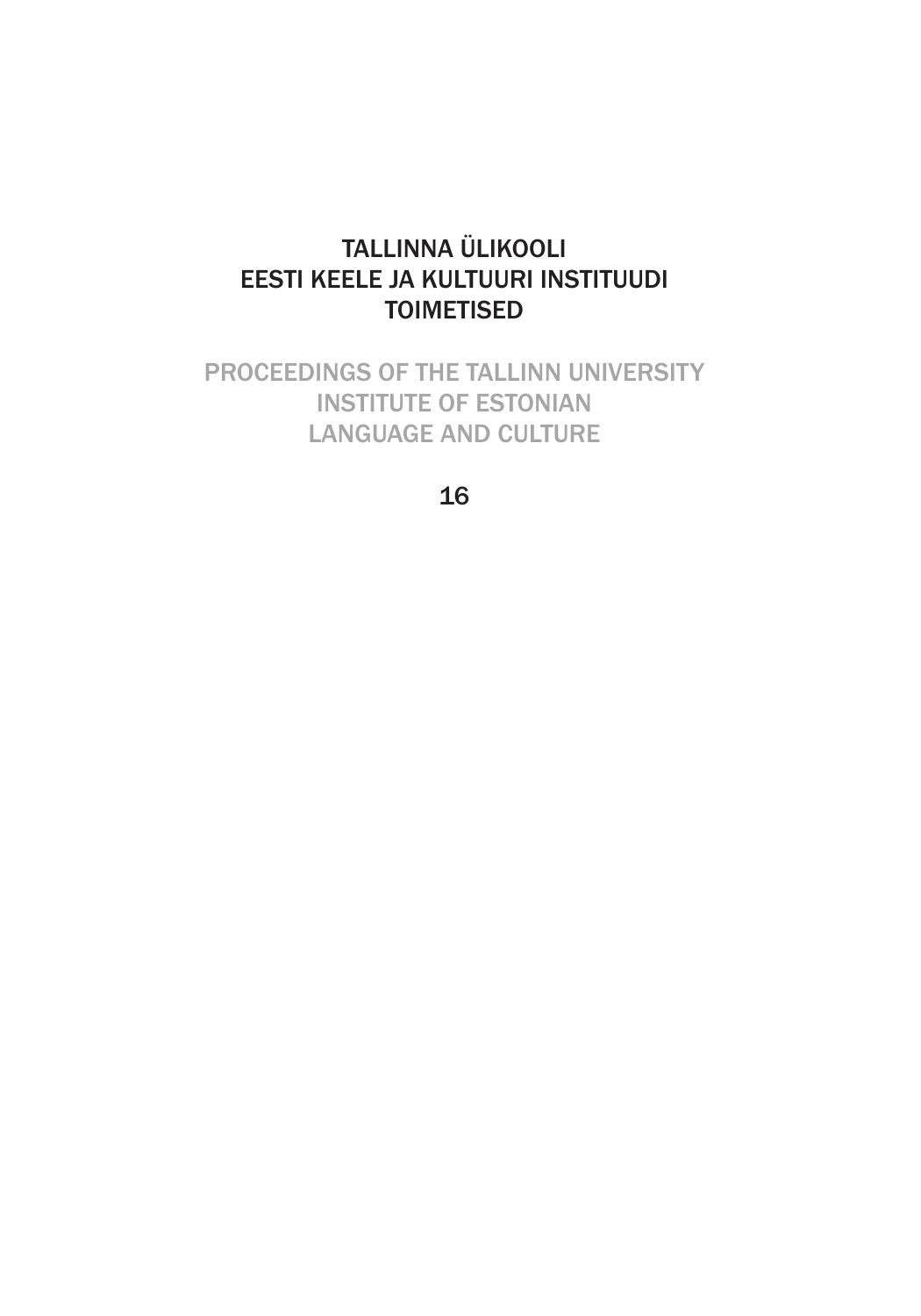# TALLINNA ÜLIKOOLI
# EESTI KEELE JA KULTUURI INSTITUUDI
# TOIMETISED

## PROCEEDINGS OF THE TALLINN UNIVERSITY
## INSTITUTE OF ESTONIAN
## LANGUAGE AND CULTURE

16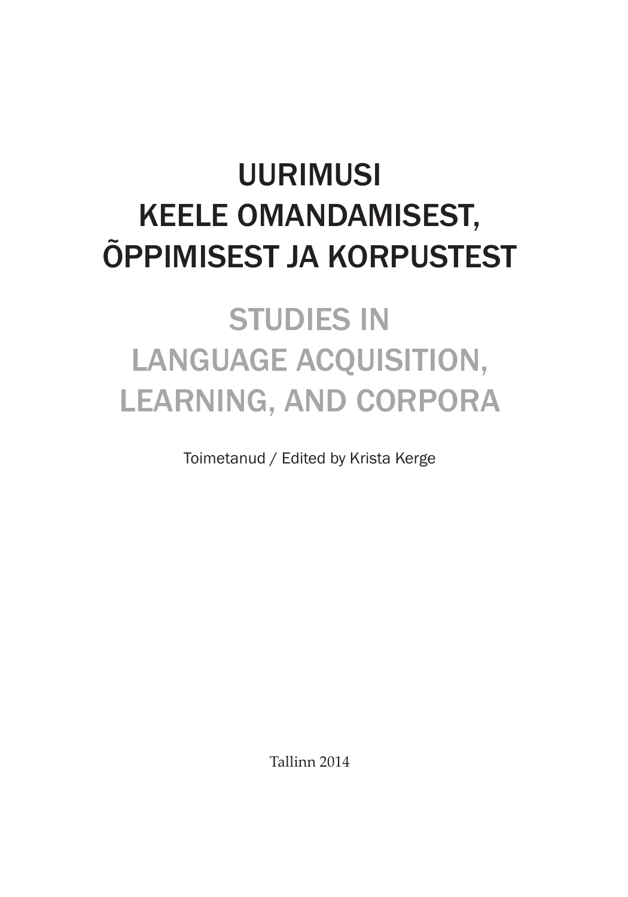# UURIMUSI KEELE OMANDAMISEST, ÕPPIMISEST JA KORPUSTEST

# STUDIES IN LANGUAGE ACQUISITION, LEARNING, AND CORPORA

Toimetanud / Edited by Krista Kerge

Tallinn 2014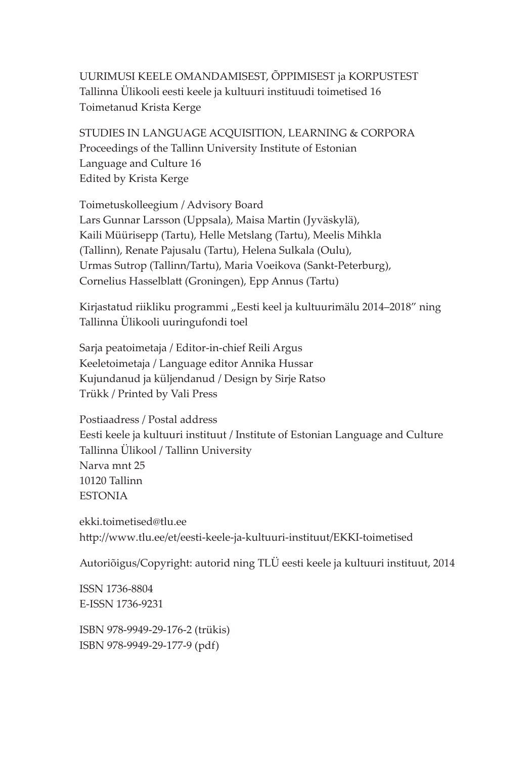UURIMUSI KEELE OMANDAMISEST, ÕPPIMISEST ja KORPUSTEST
Tallinna Ülikooli eesti keele ja kultuuri instituudi toimetised 16
Toimetanud Krista Kerge

STUDIES IN LANGUAGE ACQUISITION, LEARNING & CORPORA
Proceedings of the Tallinn University Institute of Estonian
Language and Culture 16
Edited by Krista Kerge

Toimetuskolleegium / Advisory Board
Lars Gunnar Larsson (Uppsala), Maisa Martin (Jyväskylä),
Kaili Müürisepp (Tartu), Helle Metslang (Tartu), Meelis Mihkla
(Tallinn), Renate Pajusalu (Tartu), Helena Sulkala (Oulu),
Urmas Sutrop (Tallinn/Tartu), Maria Voeikova (Sankt-Peterburg),
Cornelius Hasselblatt (Groningen), Epp Annus (Tartu)

Kirjastatud riikliku programmi „Eesti keel ja kultuurimälu 2014–2018" ning
Tallinna Ülikooli uuringufondi toel

Sarja peatoimetaja / Editor-in-chief Reili Argus
Keeletoimetaja / Language editor Annika Hussar
Kujundanud ja küljendanud / Design by Sirje Ratso
Trükk / Printed by Vali Press

Postiaadress / Postal address
Eesti keele ja kultuuri instituut / Institute of Estonian Language and Culture
Tallinna Ülikool / Tallinn University
Narva mnt 25
10120 Tallinn
ESTONIA

ekki.toimetised@tlu.ee
http://www.tlu.ee/et/eesti-keele-ja-kultuuri-instituut/EKKI-toimetised

Autoriõigus/Copyright: autorid ning TLÜ eesti keele ja kultuuri instituut, 2014

ISSN 1736-8804
E-ISSN 1736-9231

ISBN 978-9949-29-176-2 (trükis)
ISBN 978-9949-29-177-9 (pdf)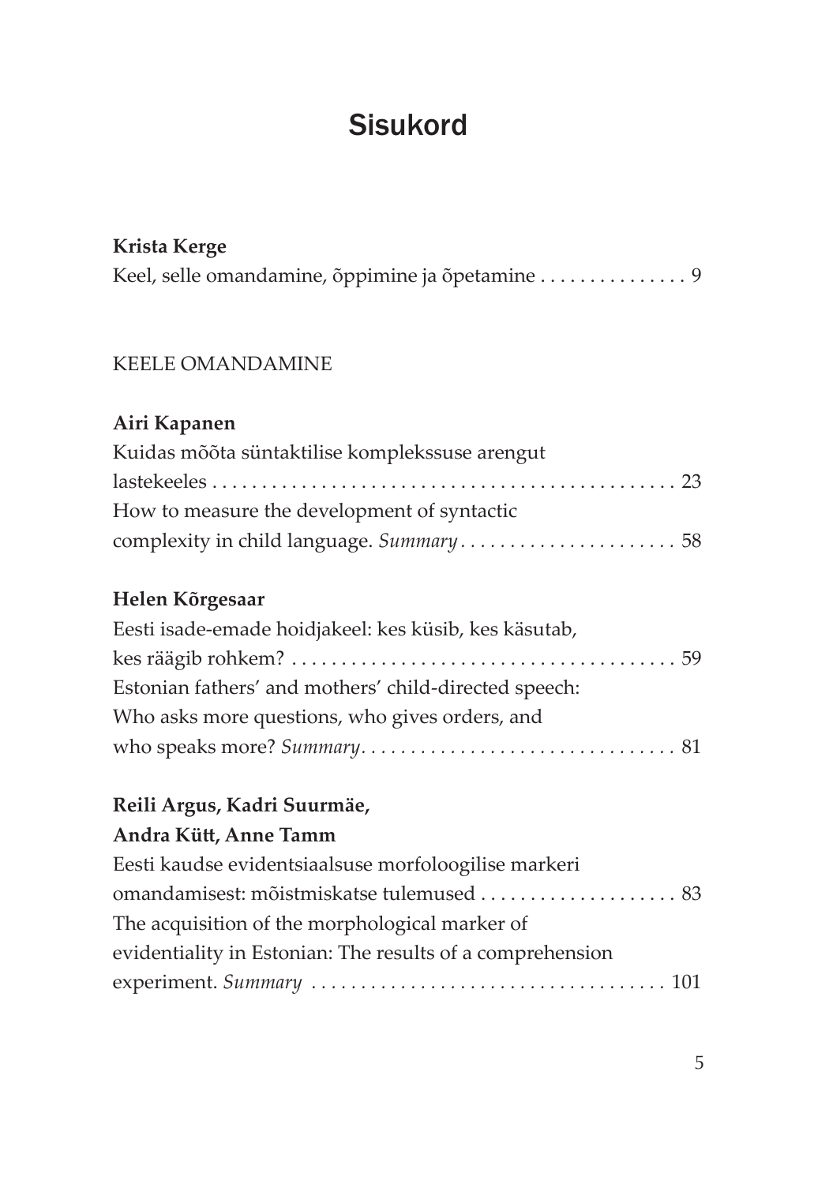# Sisukord

**Krista Kerge**
Keel, selle omandamine, õppimine ja õpetamine . . . . . . . . . . . . . . . 9

KEELE OMANDAMINE

**Airi Kapanen**
Kuidas mõõta süntaktilise komplekssuse arengut lastekeeles . . . . . . . . . . . . . . . . . . . . . . . . . . . . . . . . . . . . . . . . . . . . . . 23
How to measure the development of syntactic complexity in child language. *Summary* . . . . . . . . . . . . . . . . . . . . . . 58

**Helen Kõrgesaar**
Eesti isade-emade hoidjakeel: kes küsib, kes käsutab, kes räägib rohkem? . . . . . . . . . . . . . . . . . . . . . . . . . . . . . . . . . . . . . . . 59
Estonian fathers' and mothers' child-directed speech: Who asks more questions, who gives orders, and who speaks more? *Summary* . . . . . . . . . . . . . . . . . . . . . . . . . . . . . . . 81

**Reili Argus, Kadri Suurmäe, Andra Kütt, Anne Tamm**
Eesti kaudse evidentsiaalsuse morfoloogilise markeri omandamisest: mõistmiskatse tulemused . . . . . . . . . . . . . . . . . . . . 83
The acquisition of the morphological marker of evidentiality in Estonian: The results of a comprehension experiment. *Summary* . . . . . . . . . . . . . . . . . . . . . . . . . . . . . . . . . . . 101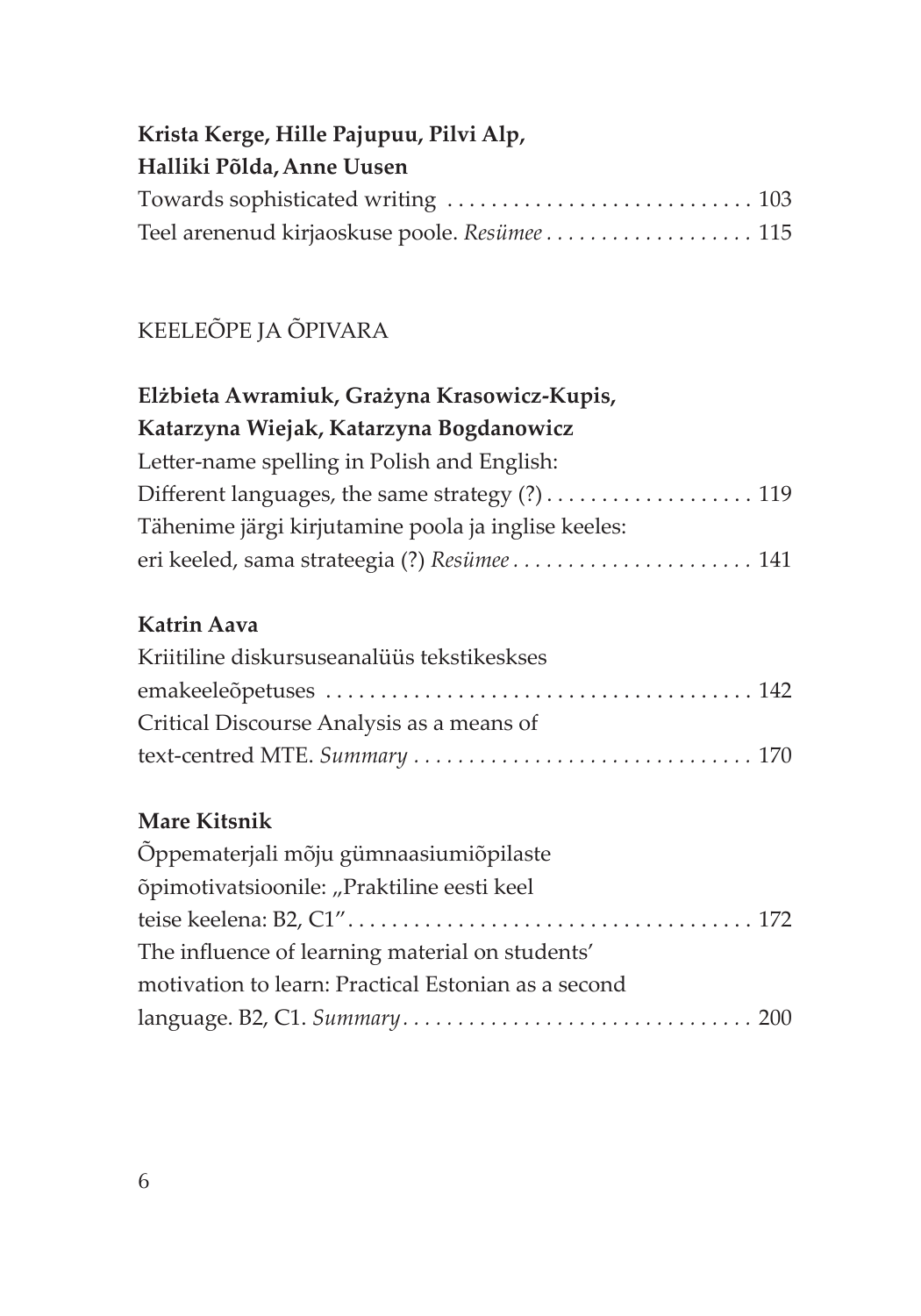**Krista Kerge, Hille Pajupuu, Pilvi Alp, Halliki Põlda, Anne Uusen**

Towards sophisticated writing . . . . . . . . . . . . . . . . . . . . . . . . . . . . 103

Teel arenenud kirjaoskuse poole. *Resümee* . . . . . . . . . . . . . . . . . . . 115

## KEELEÕPE JA ÕPIVARA

**Elżbieta Awramiuk, Grażyna Krasowicz-Kupis, Katarzyna Wiejak, Katarzyna Bogdanowicz**

Letter-name spelling in Polish and English: Different languages, the same strategy (?) . . . . . . . . . . . . . . . . . . . 119

Tähenime järgi kirjutamine poola ja inglise keeles: eri keeled, sama strateegia (?) *Resümee* . . . . . . . . . . . . . . . . . . . . . . . 141

**Katrin Aava**

Kriitiline diskursuseanalüüs tekstikeskses emakeeleõpetuses . . . . . . . . . . . . . . . . . . . . . . . . . . . . . . . . . . . . . . 142

Critical Discourse Analysis as a means of text-centred MTE. *Summary* . . . . . . . . . . . . . . . . . . . . . . . . . . . . . . . 170

**Mare Kitsnik**

Õppematerjali mõju gümnaasiumiõpilaste õpimotivatsioonile: „Praktiline eesti keel teise keelena: B2, C1" . . . . . . . . . . . . . . . . . . . . . . . . . . . . . . . . . . . . . 172

The influence of learning material on students' motivation to learn: Practical Estonian as a second language. B2, C1. *Summary* . . . . . . . . . . . . . . . . . . . . . . . . . . . . . . . . 200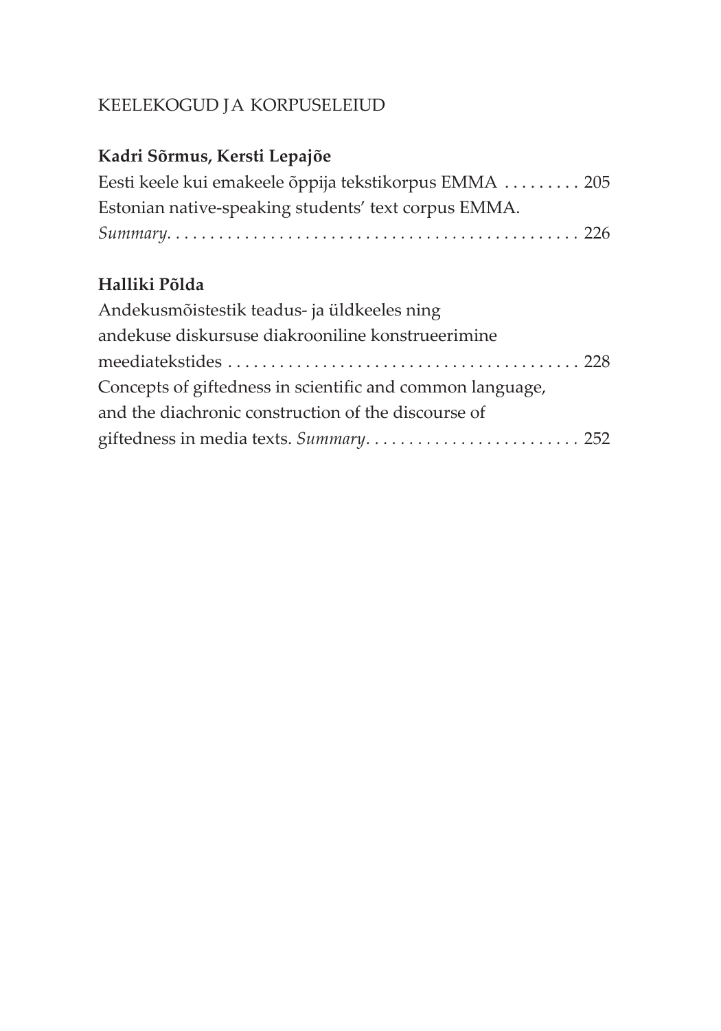## KEELEKOGUD JA KORPUSELEIUD

**Kadri Sõrmus, Kersti Lepajõe**

Eesti keele kui emakeele õppija tekstikorpus EMMA . . . . . . . . . 205

Estonian native-speaking students' text corpus EMMA. *Summary*. . . . . . . . . . . . . . . . . . . . . . . . . . . . . . . . . . . . . . . . . . . . . . . . 226

**Halliki Põlda**

Andekusmõistestik teadus- ja üldkeeles ning andekuse diskursuse diakrooniline konstrueerimine meediatekstides . . . . . . . . . . . . . . . . . . . . . . . . . . . . . . . . . . . . . . . . . 228

Concepts of giftedness in scientific and common language, and the diachronic construction of the discourse of giftedness in media texts. *Summary*. . . . . . . . . . . . . . . . . . . . . . . . . 252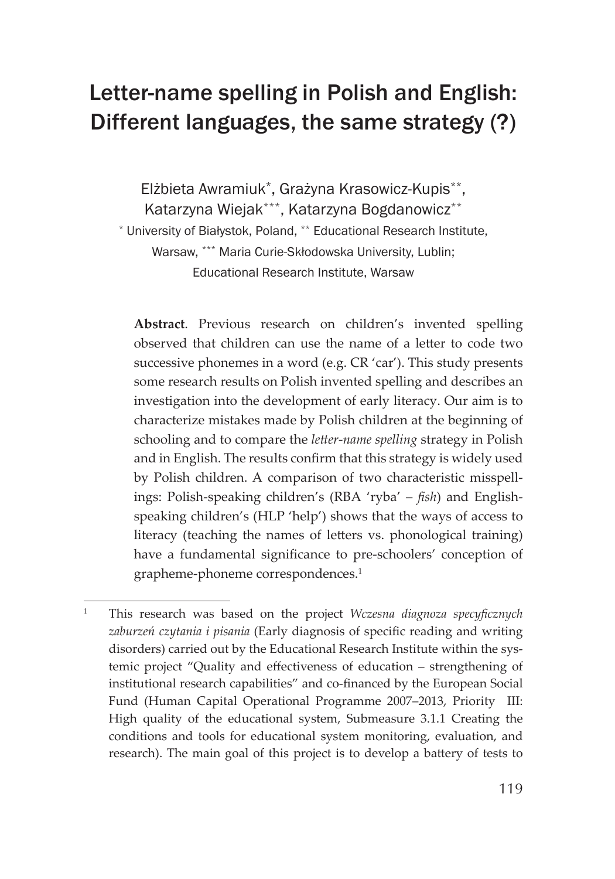# Letter-name spelling in Polish and English: Different languages, the same strategy (?)

Elżbieta Awramiuk[*], Grażyna Krasowicz-Kupis[**], Katarzyna Wiejak[***], Katarzyna Bogdanowicz[**]

[*] University of Białystok, Poland, [**] Educational Research Institute, Warsaw, [***] Maria Curie-Skłodowska University, Lublin; Educational Research Institute, Warsaw

**Abstract**. Previous research on children's invented spelling observed that children can use the name of a letter to code two successive phonemes in a word (e.g. CR 'car'). This study presents some research results on Polish invented spelling and describes an investigation into the development of early literacy. Our aim is to characterize mistakes made by Polish children at the beginning of schooling and to compare the *letter-name spelling* strategy in Polish and in English. The results confirm that this strategy is widely used by Polish children. A comparison of two characteristic misspellings: Polish-speaking children's (RBA 'ryba' – *fish*) and English-speaking children's (HLP 'help') shows that the ways of access to literacy (teaching the names of letters vs. phonological training) have a fundamental significance to pre-schoolers' conception of grapheme-phoneme correspondences.[1]

---

[1] This research was based on the project *Wczesna diagnoza specyficznych zaburzeń czytania i pisania* (Early diagnosis of specific reading and writing disorders) carried out by the Educational Research Institute within the systemic project "Quality and effectiveness of education – strengthening of institutional research capabilities" and co-financed by the European Social Fund (Human Capital Operational Programme 2007–2013, Priority III: High quality of the educational system, Submeasure 3.1.1 Creating the conditions and tools for educational system monitoring, evaluation, and research). The main goal of this project is to develop a battery of tests to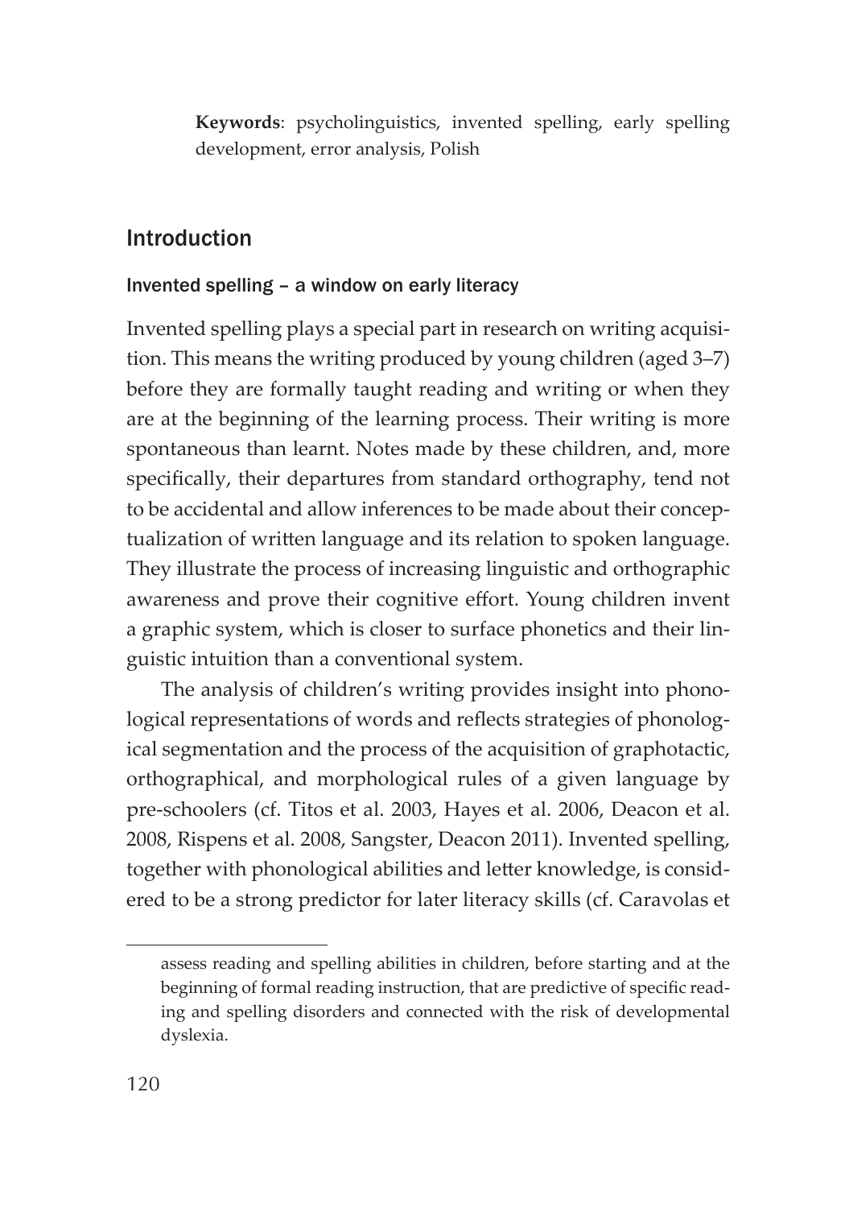**Keywords**: psycholinguistics, invented spelling, early spelling development, error analysis, Polish

## Introduction

### Invented spelling – a window on early literacy

Invented spelling plays a special part in research on writing acquisition. This means the writing produced by young children (aged 3–7) before they are formally taught reading and writing or when they are at the beginning of the learning process. Their writing is more spontaneous than learnt. Notes made by these children, and, more specifically, their departures from standard orthography, tend not to be accidental and allow inferences to be made about their conceptualization of written language and its relation to spoken language. They illustrate the process of increasing linguistic and orthographic awareness and prove their cognitive effort. Young children invent a graphic system, which is closer to surface phonetics and their linguistic intuition than a conventional system.

The analysis of children's writing provides insight into phonological representations of words and reflects strategies of phonological segmentation and the process of the acquisition of graphotactic, orthographical, and morphological rules of a given language by pre-schoolers (cf. Titos et al. 2003, Hayes et al. 2006, Deacon et al. 2008, Rispens et al. 2008, Sangster, Deacon 2011). Invented spelling, together with phonological abilities and letter knowledge, is considered to be a strong predictor for later literacy skills (cf. Caravolas et

assess reading and spelling abilities in children, before starting and at the beginning of formal reading instruction, that are predictive of specific reading and spelling disorders and connected with the risk of developmental dyslexia.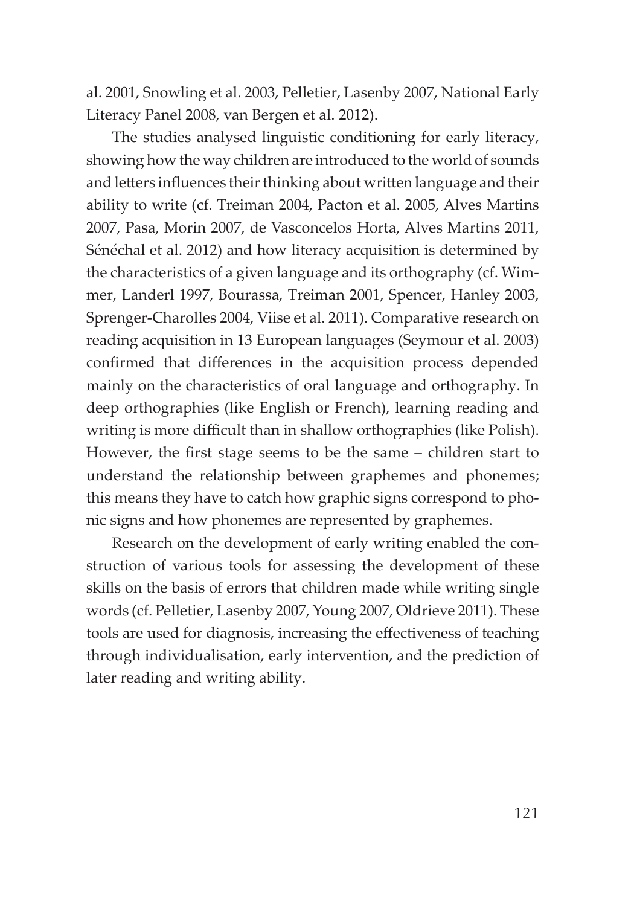al. 2001, Snowling et al. 2003, Pelletier, Lasenby 2007, National Early Literacy Panel 2008, van Bergen et al. 2012).

The studies analysed linguistic conditioning for early literacy, showing how the way children are introduced to the world of sounds and letters influences their thinking about written language and their ability to write (cf. Treiman 2004, Pacton et al. 2005, Alves Martins 2007, Pasa, Morin 2007, de Vasconcelos Horta, Alves Martins 2011, Sénéchal et al. 2012) and how literacy acquisition is determined by the characteristics of a given language and its orthography (cf. Wimmer, Landerl 1997, Bourassa, Treiman 2001, Spencer, Hanley 2003, Sprenger-Charolles 2004, Viise et al. 2011). Comparative research on reading acquisition in 13 European languages (Seymour et al. 2003) confirmed that differences in the acquisition process depended mainly on the characteristics of oral language and orthography. In deep orthographies (like English or French), learning reading and writing is more difficult than in shallow orthographies (like Polish). However, the first stage seems to be the same – children start to understand the relationship between graphemes and phonemes; this means they have to catch how graphic signs correspond to phonic signs and how phonemes are represented by graphemes.

Research on the development of early writing enabled the construction of various tools for assessing the development of these skills on the basis of errors that children made while writing single words (cf. Pelletier, Lasenby 2007, Young 2007, Oldrieve 2011). These tools are used for diagnosis, increasing the effectiveness of teaching through individualisation, early intervention, and the prediction of later reading and writing ability.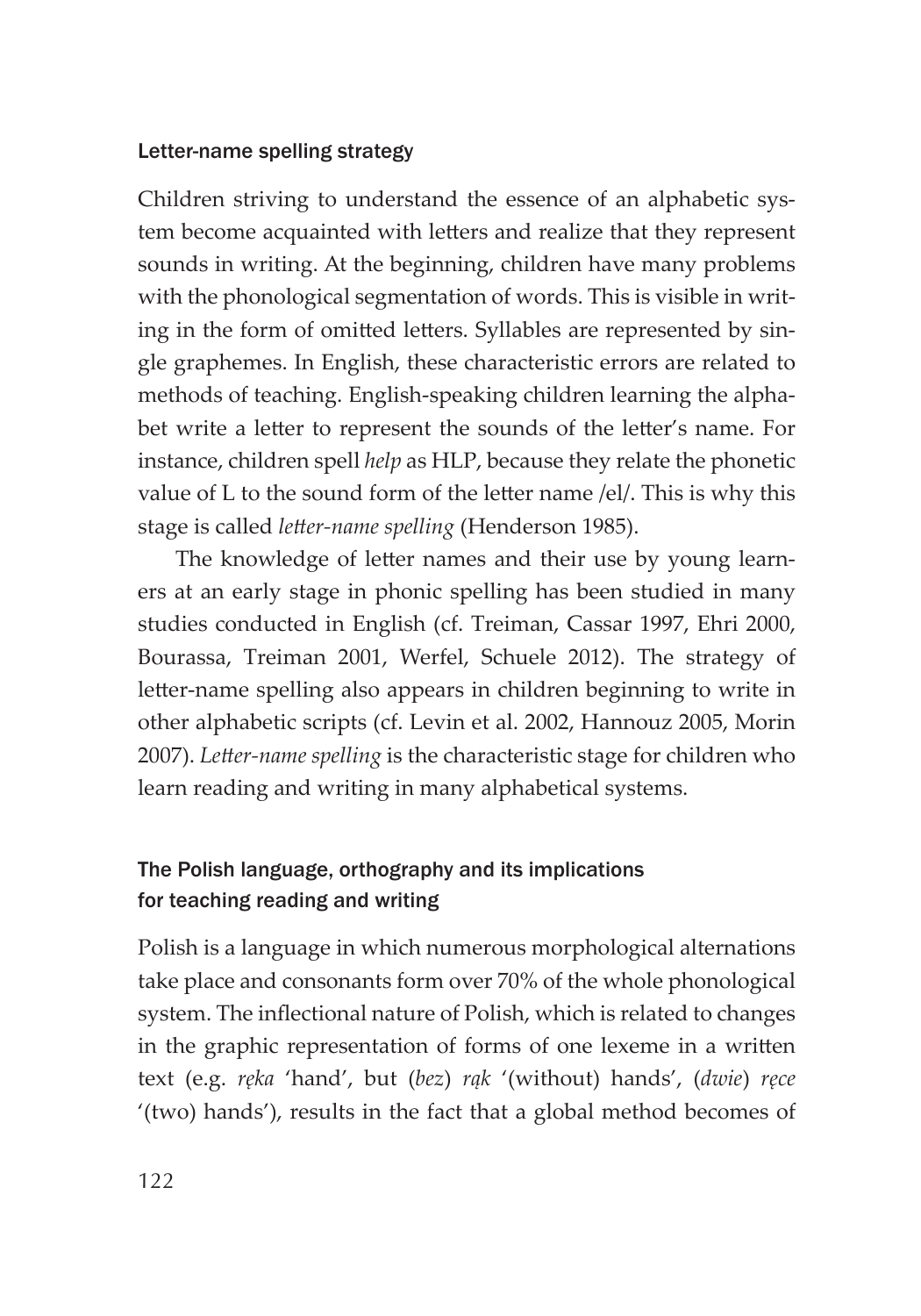### Letter-name spelling strategy

Children striving to understand the essence of an alphabetic system become acquainted with letters and realize that they represent sounds in writing. At the beginning, children have many problems with the phonological segmentation of words. This is visible in writing in the form of omitted letters. Syllables are represented by single graphemes. In English, these characteristic errors are related to methods of teaching. English-speaking children learning the alphabet write a letter to represent the sounds of the letter's name. For instance, children spell *help* as HLP, because they relate the phonetic value of L to the sound form of the letter name /el/. This is why this stage is called *letter-name spelling* (Henderson 1985).

The knowledge of letter names and their use by young learners at an early stage in phonic spelling has been studied in many studies conducted in English (cf. Treiman, Cassar 1997, Ehri 2000, Bourassa, Treiman 2001, Werfel, Schuele 2012). The strategy of letter-name spelling also appears in children beginning to write in other alphabetic scripts (cf. Levin et al. 2002, Hannouz 2005, Morin 2007). *Letter-name spelling* is the characteristic stage for children who learn reading and writing in many alphabetical systems.

### The Polish language, orthography and its implications for teaching reading and writing

Polish is a language in which numerous morphological alternations take place and consonants form over 70% of the whole phonological system. The inflectional nature of Polish, which is related to changes in the graphic representation of forms of one lexeme in a written text (e.g. *ręka* 'hand', but (*bez*) *rąk* '(without) hands', (*dwie*) *ręce* '(two) hands'), results in the fact that a global method becomes of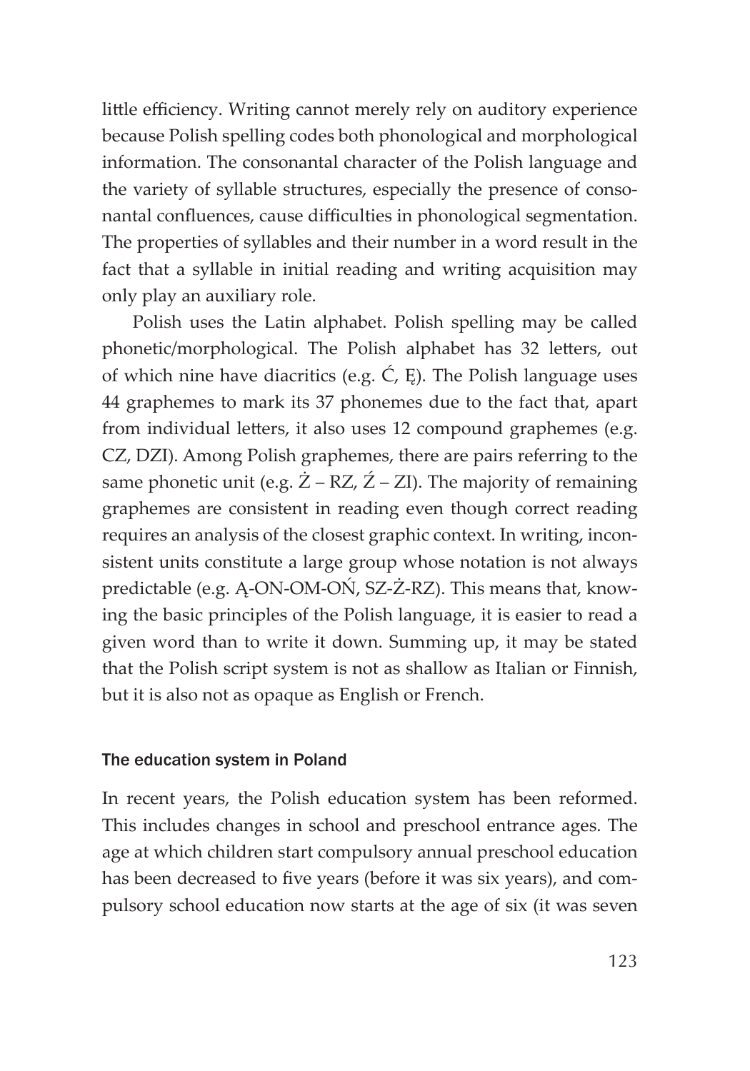little efficiency. Writing cannot merely rely on auditory experience because Polish spelling codes both phonological and morphological information. The consonantal character of the Polish language and the variety of syllable structures, especially the presence of consonantal confluences, cause difficulties in phonological segmentation. The properties of syllables and their number in a word result in the fact that a syllable in initial reading and writing acquisition may only play an auxiliary role.

Polish uses the Latin alphabet. Polish spelling may be called phonetic/morphological. The Polish alphabet has 32 letters, out of which nine have diacritics (e.g. Ć, Ę). The Polish language uses 44 graphemes to mark its 37 phonemes due to the fact that, apart from individual letters, it also uses 12 compound graphemes (e.g. CZ, DZI). Among Polish graphemes, there are pairs referring to the same phonetic unit (e.g. Ż – RZ, Ź – ZI). The majority of remaining graphemes are consistent in reading even though correct reading requires an analysis of the closest graphic context. In writing, inconsistent units constitute a large group whose notation is not always predictable (e.g. Ą-ON-OM-OŃ, SZ-Ż-RZ). This means that, knowing the basic principles of the Polish language, it is easier to read a given word than to write it down. Summing up, it may be stated that the Polish script system is not as shallow as Italian or Finnish, but it is also not as opaque as English or French.

### The education system in Poland

In recent years, the Polish education system has been reformed. This includes changes in school and preschool entrance ages. The age at which children start compulsory annual preschool education has been decreased to five years (before it was six years), and compulsory school education now starts at the age of six (it was seven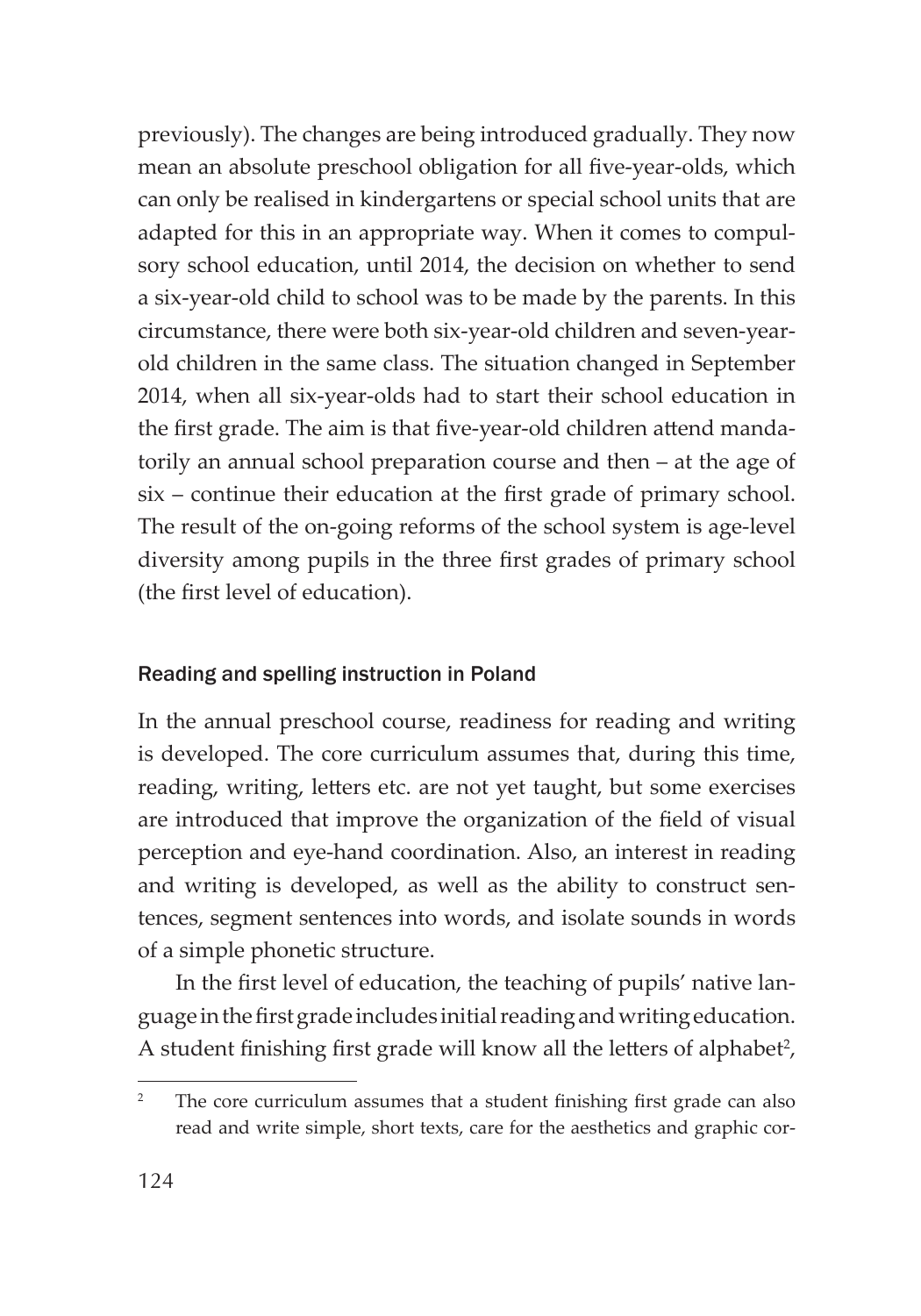previously). The changes are being introduced gradually. They now mean an absolute preschool obligation for all five-year-olds, which can only be realised in kindergartens or special school units that are adapted for this in an appropriate way. When it comes to compulsory school education, until 2014, the decision on whether to send a six-year-old child to school was to be made by the parents. In this circumstance, there were both six-year-old children and seven-year-old children in the same class. The situation changed in September 2014, when all six-year-olds had to start their school education in the first grade. The aim is that five-year-old children attend mandatorily an annual school preparation course and then – at the age of six – continue their education at the first grade of primary school. The result of the on-going reforms of the school system is age-level diversity among pupils in the three first grades of primary school (the first level of education).

## Reading and spelling instruction in Poland

In the annual preschool course, readiness for reading and writing is developed. The core curriculum assumes that, during this time, reading, writing, letters etc. are not yet taught, but some exercises are introduced that improve the organization of the field of visual perception and eye-hand coordination. Also, an interest in reading and writing is developed, as well as the ability to construct sentences, segment sentences into words, and isolate sounds in words of a simple phonetic structure.

In the first level of education, the teaching of pupils' native language in the first grade includes initial reading and writing education. A student finishing first grade will know all the letters of alphabet[2],

[2] The core curriculum assumes that a student finishing first grade can also read and write simple, short texts, care for the aesthetics and graphic cor-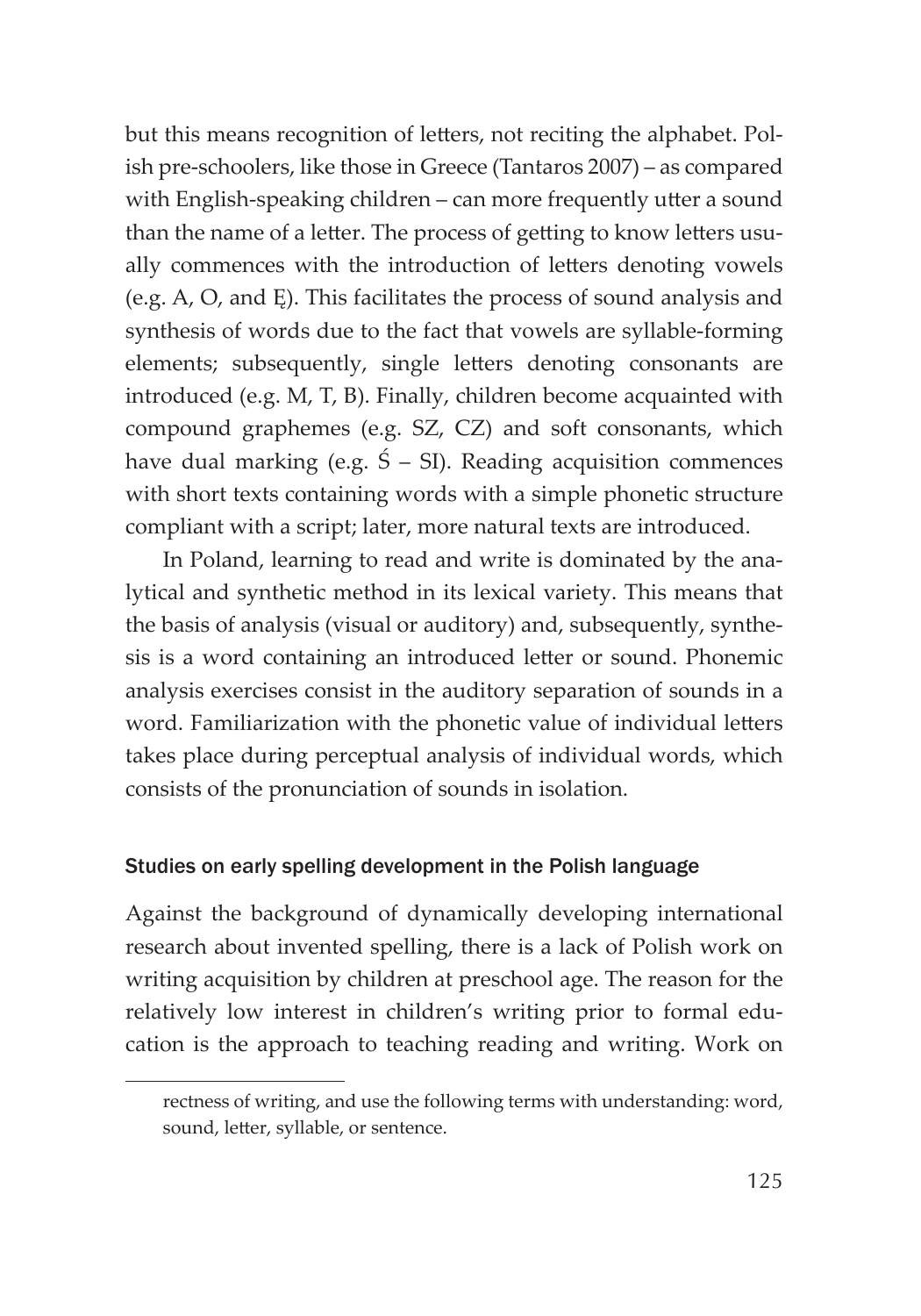but this means recognition of letters, not reciting the alphabet. Polish pre-schoolers, like those in Greece (Tantaros 2007) – as compared with English-speaking children – can more frequently utter a sound than the name of a letter. The process of getting to know letters usually commences with the introduction of letters denoting vowels (e.g. A, O, and Ę). This facilitates the process of sound analysis and synthesis of words due to the fact that vowels are syllable-forming elements; subsequently, single letters denoting consonants are introduced (e.g. M, T, B). Finally, children become acquainted with compound graphemes (e.g. SZ, CZ) and soft consonants, which have dual marking (e.g. Ś – SI). Reading acquisition commences with short texts containing words with a simple phonetic structure compliant with a script; later, more natural texts are introduced.

In Poland, learning to read and write is dominated by the analytical and synthetic method in its lexical variety. This means that the basis of analysis (visual or auditory) and, subsequently, synthesis is a word containing an introduced letter or sound. Phonemic analysis exercises consist in the auditory separation of sounds in a word. Familiarization with the phonetic value of individual letters takes place during perceptual analysis of individual words, which consists of the pronunciation of sounds in isolation.

### Studies on early spelling development in the Polish language

Against the background of dynamically developing international research about invented spelling, there is a lack of Polish work on writing acquisition by children at preschool age. The reason for the relatively low interest in children's writing prior to formal education is the approach to teaching reading and writing. Work on

rectness of writing, and use the following terms with understanding: word, sound, letter, syllable, or sentence.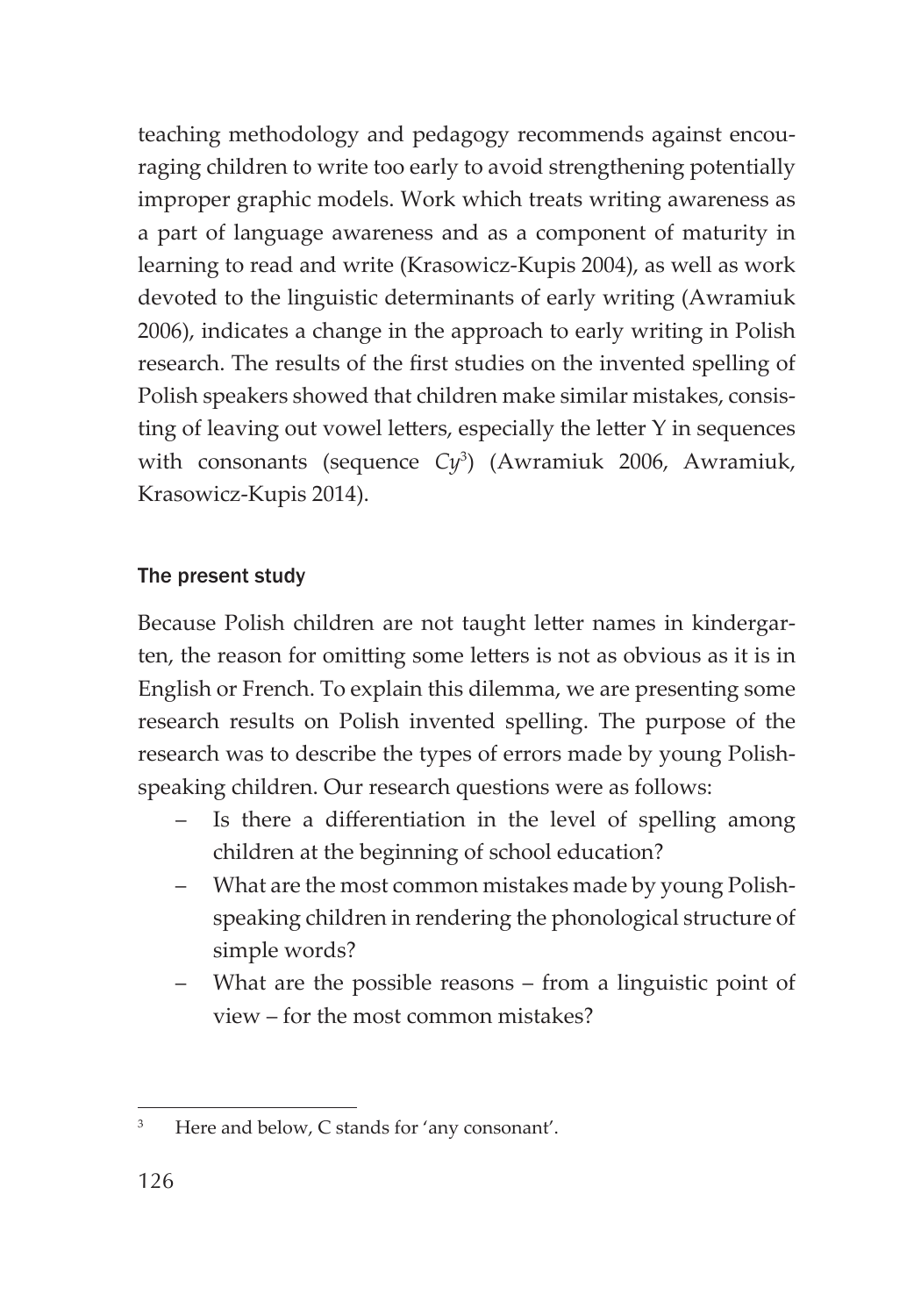teaching methodology and pedagogy recommends against encouraging children to write too early to avoid strengthening potentially improper graphic models. Work which treats writing awareness as a part of language awareness and as a component of maturity in learning to read and write (Krasowicz-Kupis 2004), as well as work devoted to the linguistic determinants of early writing (Awramiuk 2006), indicates a change in the approach to early writing in Polish research. The results of the first studies on the invented spelling of Polish speakers showed that children make similar mistakes, consisting of leaving out vowel letters, especially the letter Y in sequences with consonants (sequence *Cy*[3]) (Awramiuk 2006, Awramiuk, Krasowicz-Kupis 2014).

## The present study

Because Polish children are not taught letter names in kindergarten, the reason for omitting some letters is not as obvious as it is in English or French. To explain this dilemma, we are presenting some research results on Polish invented spelling. The purpose of the research was to describe the types of errors made by young Polish-speaking children. Our research questions were as follows:

- Is there a differentiation in the level of spelling among children at the beginning of school education?
- What are the most common mistakes made by young Polish-speaking children in rendering the phonological structure of simple words?
- What are the possible reasons – from a linguistic point of view – for the most common mistakes?

[3] Here and below, C stands for 'any consonant'.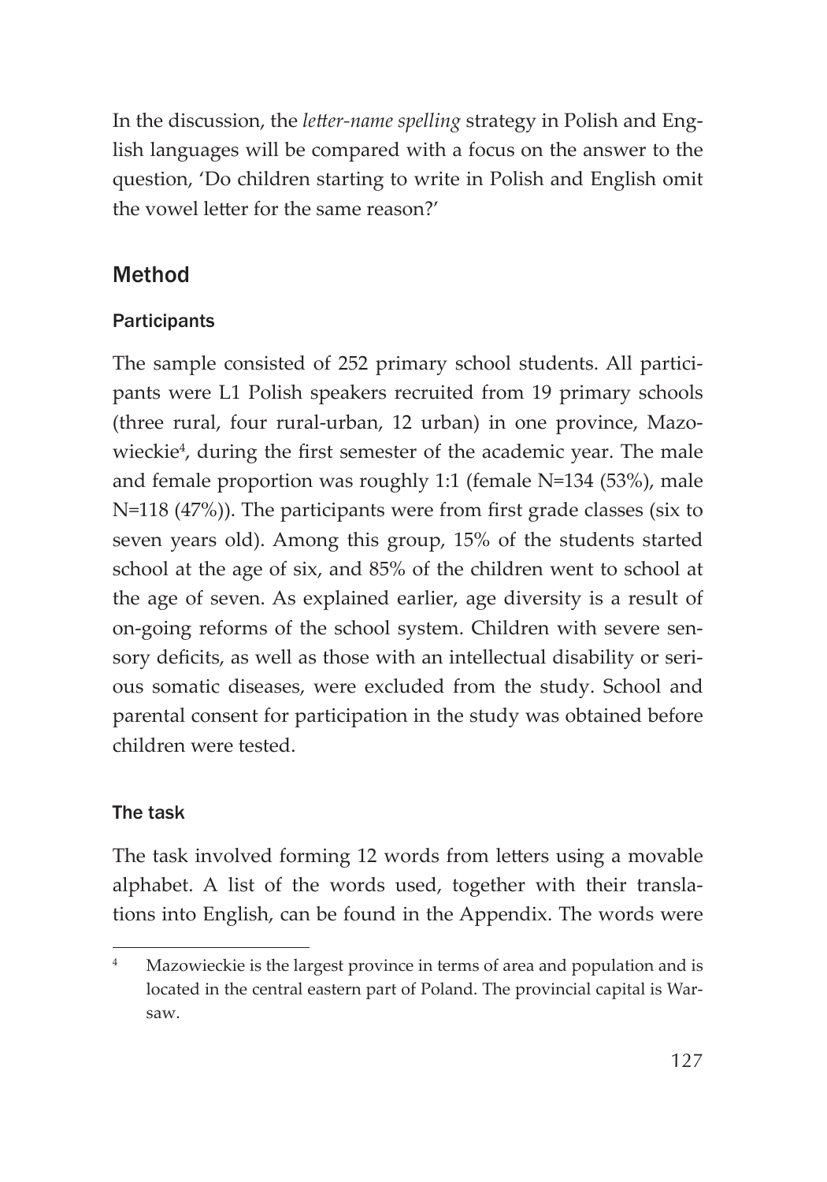In the discussion, the *letter-name spelling* strategy in Polish and English languages will be compared with a focus on the answer to the question, 'Do children starting to write in Polish and English omit the vowel letter for the same reason?'

## Method

### Participants

The sample consisted of 252 primary school students. All participants were L1 Polish speakers recruited from 19 primary schools (three rural, four rural-urban, 12 urban) in one province, Mazowieckie[4], during the first semester of the academic year. The male and female proportion was roughly 1:1 (female N=134 (53%), male N=118 (47%)). The participants were from first grade classes (six to seven years old). Among this group, 15% of the students started school at the age of six, and 85% of the children went to school at the age of seven. As explained earlier, age diversity is a result of on-going reforms of the school system. Children with severe sensory deficits, as well as those with an intellectual disability or serious somatic diseases, were excluded from the study. School and parental consent for participation in the study was obtained before children were tested.

### The task

The task involved forming 12 words from letters using a movable alphabet. A list of the words used, together with their translations into English, can be found in the Appendix. The words were

---

[4] Mazowieckie is the largest province in terms of area and population and is located in the central eastern part of Poland. The provincial capital is Warsaw.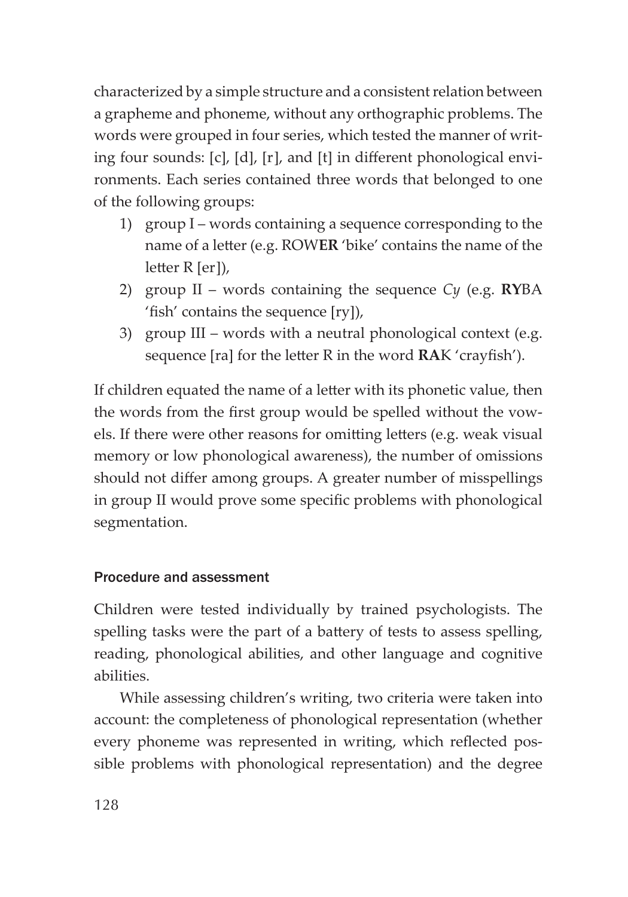characterized by a simple structure and a consistent relation between a grapheme and phoneme, without any orthographic problems. The words were grouped in four series, which tested the manner of writing four sounds: [c], [d], [r], and [t] in different phonological environments. Each series contained three words that belonged to one of the following groups:

1) group I – words containing a sequence corresponding to the name of a letter (e.g. ROW**ER** 'bike' contains the name of the letter R [er]),
2) group II – words containing the sequence *Cy* (e.g. **RY**BA 'fish' contains the sequence [ry]),
3) group III – words with a neutral phonological context (e.g. sequence [ra] for the letter R in the word **RA**K 'crayfish').

If children equated the name of a letter with its phonetic value, then the words from the first group would be spelled without the vowels. If there were other reasons for omitting letters (e.g. weak visual memory or low phonological awareness), the number of omissions should not differ among groups. A greater number of misspellings in group II would prove some specific problems with phonological segmentation.

### Procedure and assessment

Children were tested individually by trained psychologists. The spelling tasks were the part of a battery of tests to assess spelling, reading, phonological abilities, and other language and cognitive abilities.

While assessing children's writing, two criteria were taken into account: the completeness of phonological representation (whether every phoneme was represented in writing, which reflected possible problems with phonological representation) and the degree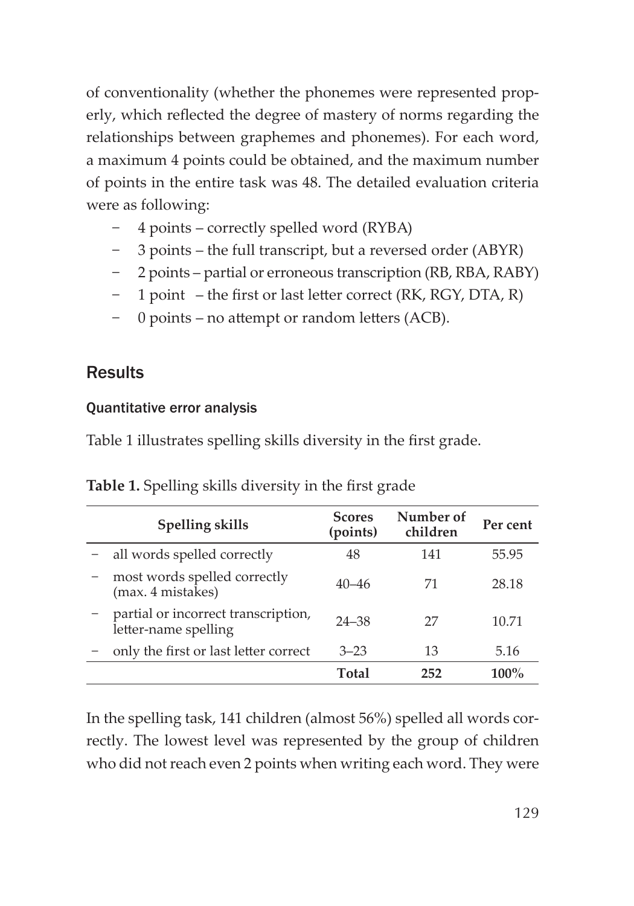of conventionality (whether the phonemes were represented properly, which reflected the degree of mastery of norms regarding the relationships between graphemes and phonemes). For each word, a maximum 4 points could be obtained, and the maximum number of points in the entire task was 48. The detailed evaluation criteria were as following:

- 4 points – correctly spelled word (RYBA)
- 3 points – the full transcript, but a reversed order (ABYR)
- 2 points – partial or erroneous transcription (RB, RBA, RABY)
- 1 point – the first or last letter correct (RK, RGY, DTA, R)
- 0 points – no attempt or random letters (ACB).

## Results

### Quantitative error analysis

Table 1 illustrates spelling skills diversity in the first grade.

**Table 1.** Spelling skills diversity in the first grade

| Spelling skills | Scores (points) | Number of children | Per cent |
|---|---|---|---|
| – all words spelled correctly | 48 | 141 | 55.95 |
| – most words spelled correctly (max. 4 mistakes) | 40–46 | 71 | 28.18 |
| – partial or incorrect transcription, letter-name spelling | 24–38 | 27 | 10.71 |
| – only the first or last letter correct | 3–23 | 13 | 5.16 |
| | **Total** | **252** | **100%** |

In the spelling task, 141 children (almost 56%) spelled all words correctly. The lowest level was represented by the group of children who did not reach even 2 points when writing each word. They were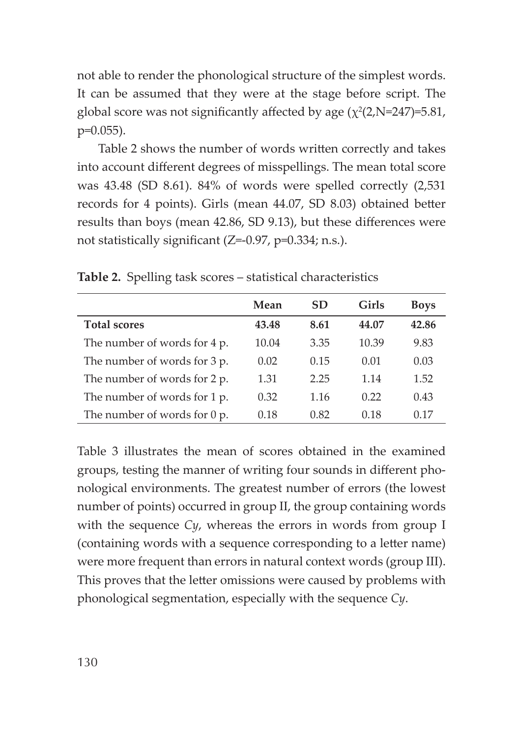not able to render the phonological structure of the simplest words. It can be assumed that they were at the stage before script. The global score was not significantly affected by age ($\chi^2(2, N=247)=5.81$, $p=0.055$).

Table 2 shows the number of words written correctly and takes into account different degrees of misspellings. The mean total score was 43.48 (SD 8.61). 84% of words were spelled correctly (2,531 records for 4 points). Girls (mean 44.07, SD 8.03) obtained better results than boys (mean 42.86, SD 9.13), but these differences were not statistically significant ($Z=-0.97$, $p=0.334$; n.s.).

**Table 2.** Spelling task scores – statistical characteristics

| | **Mean** | **SD** | **Girls** | **Boys** |
|---|---|---|---|---|
| **Total scores** | **43.48** | **8.61** | **44.07** | **42.86** |
| The number of words for 4 p. | 10.04 | 3.35 | 10.39 | 9.83 |
| The number of words for 3 p. | 0.02 | 0.15 | 0.01 | 0.03 |
| The number of words for 2 p. | 1.31 | 2.25 | 1.14 | 1.52 |
| The number of words for 1 p. | 0.32 | 1.16 | 0.22 | 0.43 |
| The number of words for 0 p. | 0.18 | 0.82 | 0.18 | 0.17 |

Table 3 illustrates the mean of scores obtained in the examined groups, testing the manner of writing four sounds in different phonological environments. The greatest number of errors (the lowest number of points) occurred in group II, the group containing words with the sequence *Cy*, whereas the errors in words from group I (containing words with a sequence corresponding to a letter name) were more frequent than errors in natural context words (group III). This proves that the letter omissions were caused by problems with phonological segmentation, especially with the sequence *Cy*.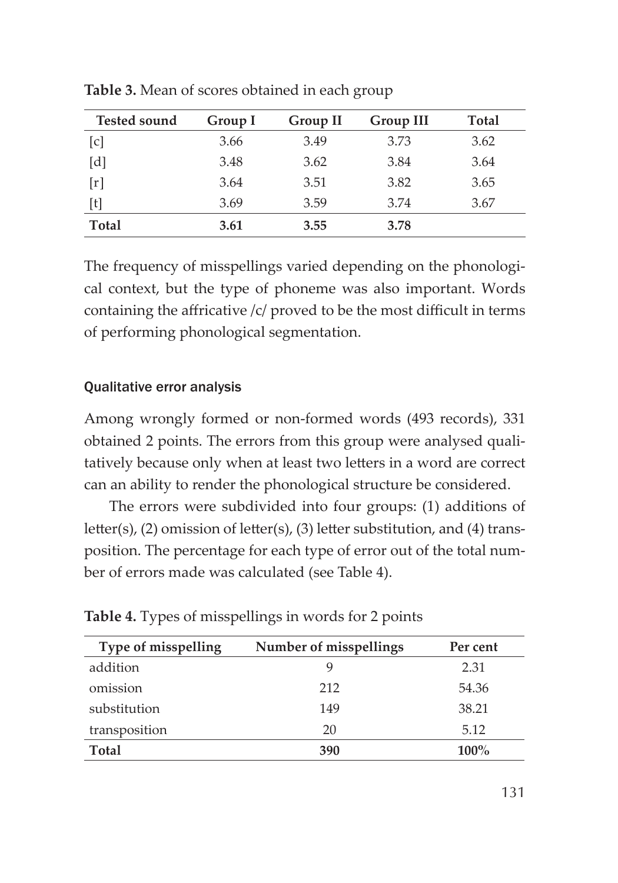**Table 3.** Mean of scores obtained in each group

| Tested sound | Group I | Group II | Group III | Total |
|---|---|---|---|---|
| [c] | 3.66 | 3.49 | 3.73 | 3.62 |
| [d] | 3.48 | 3.62 | 3.84 | 3.64 |
| [r] | 3.64 | 3.51 | 3.82 | 3.65 |
| [t] | 3.69 | 3.59 | 3.74 | 3.67 |
| **Total** | **3.61** | **3.55** | **3.78** | |

The frequency of misspellings varied depending on the phonological context, but the type of phoneme was also important. Words containing the affricative /c/ proved to be the most difficult in terms of performing phonological segmentation.

### Qualitative error analysis

Among wrongly formed or non-formed words (493 records), 331 obtained 2 points. The errors from this group were analysed qualitatively because only when at least two letters in a word are correct can an ability to render the phonological structure be considered.

The errors were subdivided into four groups: (1) additions of letter(s), (2) omission of letter(s), (3) letter substitution, and (4) transposition. The percentage for each type of error out of the total number of errors made was calculated (see Table 4).

**Table 4.** Types of misspellings in words for 2 points

| Type of misspelling | Number of misspellings | Per cent |
|---|---|---|
| addition | 9 | 2.31 |
| omission | 212 | 54.36 |
| substitution | 149 | 38.21 |
| transposition | 20 | 5.12 |
| **Total** | **390** | **100%** |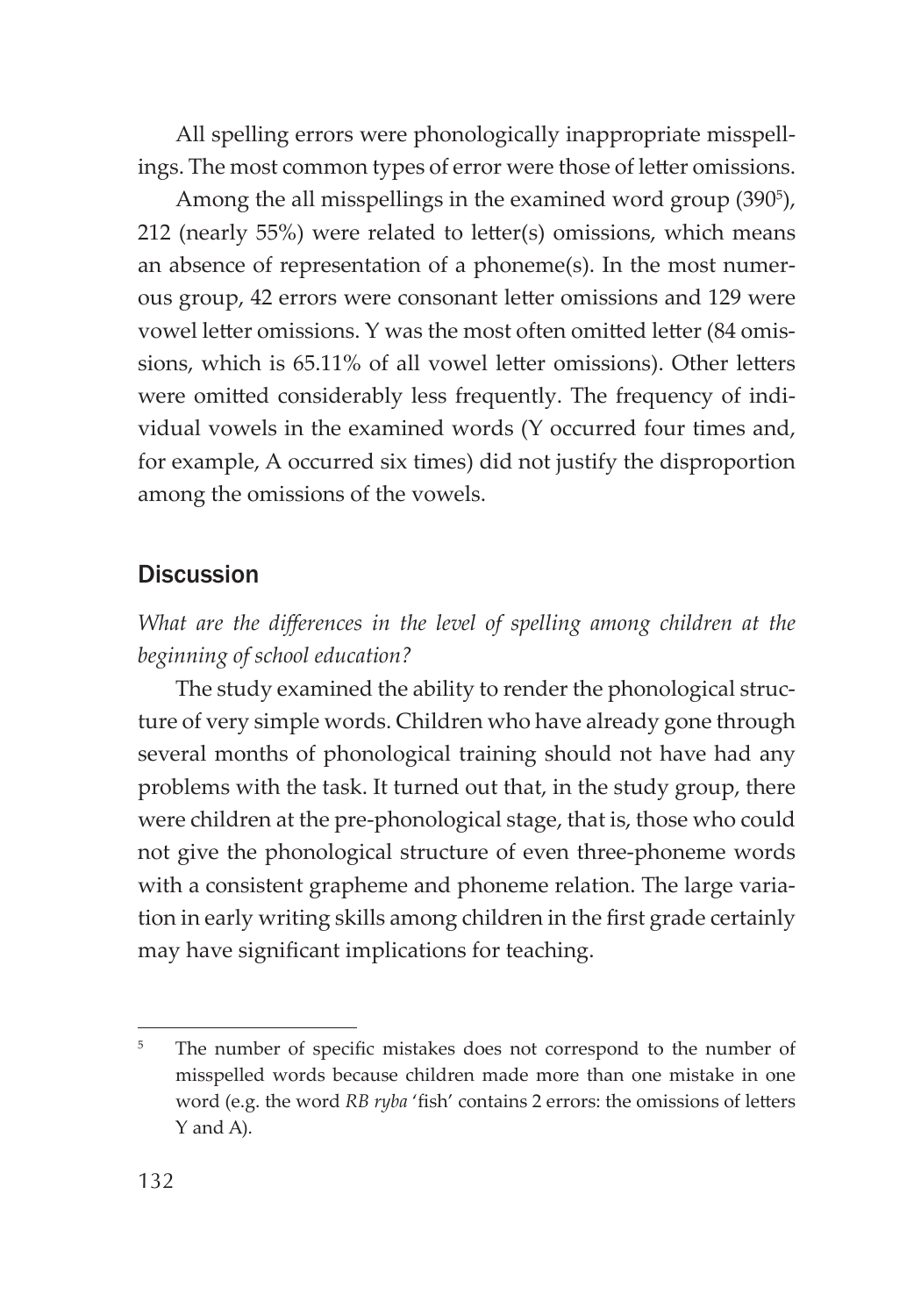All spelling errors were phonologically inappropriate misspellings. The most common types of error were those of letter omissions.

Among the all misspellings in the examined word group (390[5]), 212 (nearly 55%) were related to letter(s) omissions, which means an absence of representation of a phoneme(s). In the most numerous group, 42 errors were consonant letter omissions and 129 were vowel letter omissions. Y was the most often omitted letter (84 omissions, which is 65.11% of all vowel letter omissions). Other letters were omitted considerably less frequently. The frequency of individual vowels in the examined words (Y occurred four times and, for example, A occurred six times) did not justify the disproportion among the omissions of the vowels.

## Discussion

*What are the differences in the level of spelling among children at the beginning of school education?*

The study examined the ability to render the phonological structure of very simple words. Children who have already gone through several months of phonological training should not have had any problems with the task. It turned out that, in the study group, there were children at the pre-phonological stage, that is, those who could not give the phonological structure of even three-phoneme words with a consistent grapheme and phoneme relation. The large variation in early writing skills among children in the first grade certainly may have significant implications for teaching.

[5] The number of specific mistakes does not correspond to the number of misspelled words because children made more than one mistake in one word (e.g. the word *RB ryba* 'fish' contains 2 errors: the omissions of letters Y and A).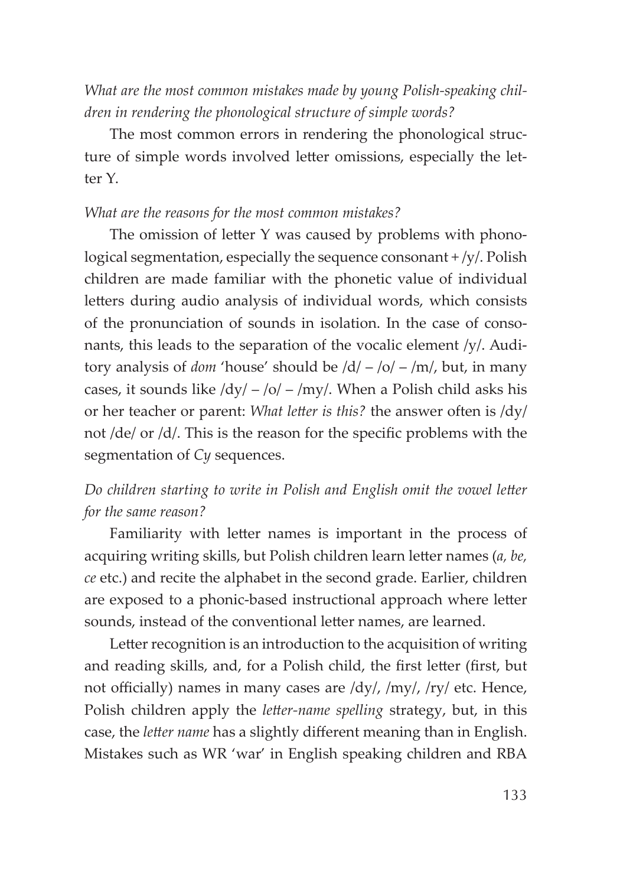*What are the most common mistakes made by young Polish-speaking children in rendering the phonological structure of simple words?*

The most common errors in rendering the phonological structure of simple words involved letter omissions, especially the letter Y.

*What are the reasons for the most common mistakes?*

The omission of letter Y was caused by problems with phonological segmentation, especially the sequence consonant + /y/. Polish children are made familiar with the phonetic value of individual letters during audio analysis of individual words, which consists of the pronunciation of sounds in isolation. In the case of consonants, this leads to the separation of the vocalic element /y/. Auditory analysis of *dom* 'house' should be /d/ – /o/ – /m/, but, in many cases, it sounds like /dy/ – /o/ – /my/. When a Polish child asks his or her teacher or parent: *What letter is this?* the answer often is /dy/ not /de/ or /d/. This is the reason for the specific problems with the segmentation of *Cy* sequences.

*Do children starting to write in Polish and English omit the vowel letter for the same reason?*

Familiarity with letter names is important in the process of acquiring writing skills, but Polish children learn letter names (*a, be, ce* etc.) and recite the alphabet in the second grade. Earlier, children are exposed to a phonic-based instructional approach where letter sounds, instead of the conventional letter names, are learned.

Letter recognition is an introduction to the acquisition of writing and reading skills, and, for a Polish child, the first letter (first, but not officially) names in many cases are /dy/, /my/, /ry/ etc. Hence, Polish children apply the *letter-name spelling* strategy, but, in this case, the *letter name* has a slightly different meaning than in English. Mistakes such as WR 'war' in English speaking children and RBA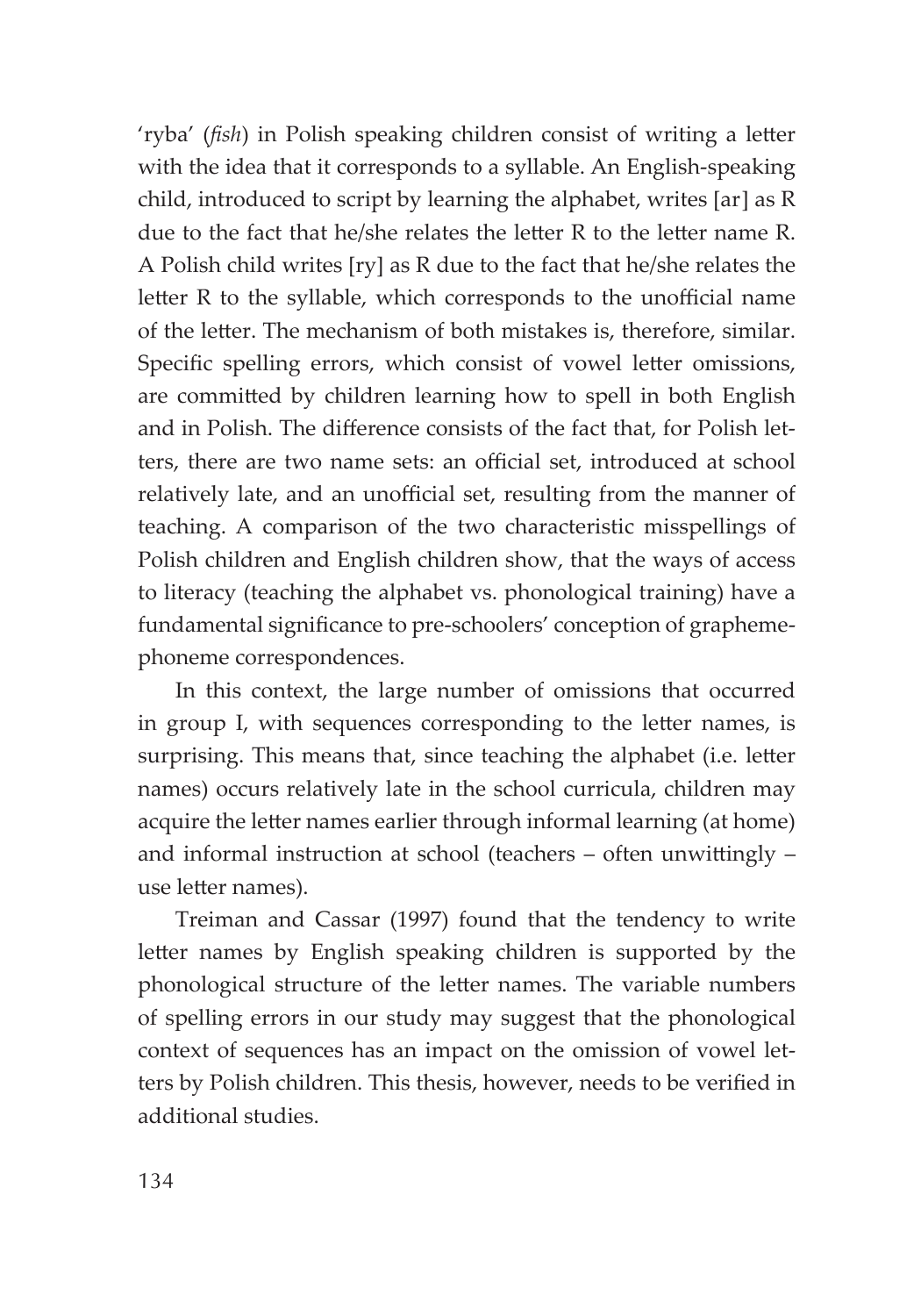'ryba' (*fish*) in Polish speaking children consist of writing a letter with the idea that it corresponds to a syllable. An English-speaking child, introduced to script by learning the alphabet, writes [ar] as R due to the fact that he/she relates the letter R to the letter name R. A Polish child writes [ry] as R due to the fact that he/she relates the letter R to the syllable, which corresponds to the unofficial name of the letter. The mechanism of both mistakes is, therefore, similar. Specific spelling errors, which consist of vowel letter omissions, are committed by children learning how to spell in both English and in Polish. The difference consists of the fact that, for Polish letters, there are two name sets: an official set, introduced at school relatively late, and an unofficial set, resulting from the manner of teaching. A comparison of the two characteristic misspellings of Polish children and English children show, that the ways of access to literacy (teaching the alphabet vs. phonological training) have a fundamental significance to pre-schoolers' conception of grapheme-phoneme correspondences.

In this context, the large number of omissions that occurred in group I, with sequences corresponding to the letter names, is surprising. This means that, since teaching the alphabet (i.e. letter names) occurs relatively late in the school curricula, children may acquire the letter names earlier through informal learning (at home) and informal instruction at school (teachers – often unwittingly – use letter names).

Treiman and Cassar (1997) found that the tendency to write letter names by English speaking children is supported by the phonological structure of the letter names. The variable numbers of spelling errors in our study may suggest that the phonological context of sequences has an impact on the omission of vowel letters by Polish children. This thesis, however, needs to be verified in additional studies.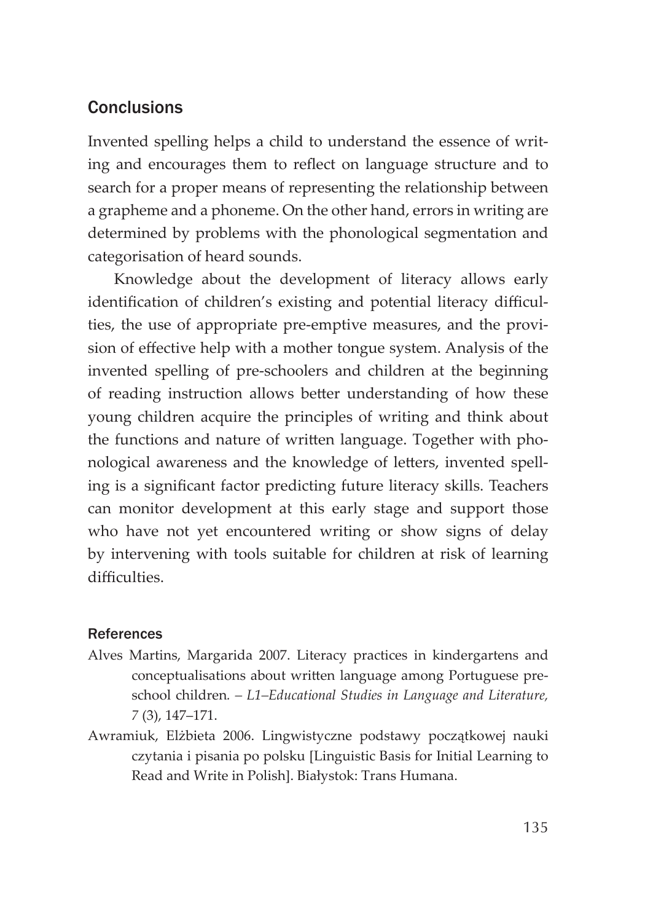## Conclusions

Invented spelling helps a child to understand the essence of writing and encourages them to reflect on language structure and to search for a proper means of representing the relationship between a grapheme and a phoneme. On the other hand, errors in writing are determined by problems with the phonological segmentation and categorisation of heard sounds.

Knowledge about the development of literacy allows early identification of children's existing and potential literacy difficulties, the use of appropriate pre-emptive measures, and the provision of effective help with a mother tongue system. Analysis of the invented spelling of pre-schoolers and children at the beginning of reading instruction allows better understanding of how these young children acquire the principles of writing and think about the functions and nature of written language. Together with phonological awareness and the knowledge of letters, invented spelling is a significant factor predicting future literacy skills. Teachers can monitor development at this early stage and support those who have not yet encountered writing or show signs of delay by intervening with tools suitable for children at risk of learning difficulties.

### References

Alves Martins, Margarida 2007. Literacy practices in kindergartens and conceptualisations about written language among Portuguese preschool children. – *L1–Educational Studies in Language and Literature, 7* (3), 147–171.

Awramiuk, Elżbieta 2006. Lingwistyczne podstawy początkowej nauki czytania i pisania po polsku [Linguistic Basis for Initial Learning to Read and Write in Polish]. Białystok: Trans Humana.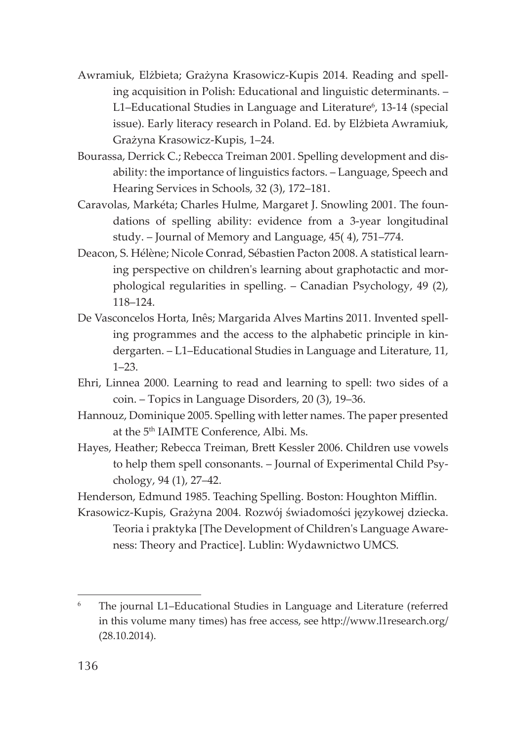Awramiuk, Elżbieta; Grażyna Krasowicz-Kupis 2014. Reading and spelling acquisition in Polish: Educational and linguistic determinants. – L1–Educational Studies in Language and Literature[6], 13-14 (special issue). Early literacy research in Poland. Ed. by Elżbieta Awramiuk, Grażyna Krasowicz-Kupis, 1–24.

Bourassa, Derrick C.; Rebecca Treiman 2001. Spelling development and disability: the importance of linguistics factors. – Language, Speech and Hearing Services in Schools, 32 (3), 172–181.

Caravolas, Markéta; Charles Hulme, Margaret J. Snowling 2001. The foundations of spelling ability: evidence from a 3-year longitudinal study. – Journal of Memory and Language, 45( 4), 751–774.

Deacon, S. Hélène; Nicole Conrad, Sébastien Pacton 2008. A statistical learning perspective on children's learning about graphotactic and morphological regularities in spelling. – Canadian Psychology, 49 (2), 118–124.

De Vasconcelos Horta, Inês; Margarida Alves Martins 2011. Invented spelling programmes and the access to the alphabetic principle in kindergarten. – L1–Educational Studies in Language and Literature, 11, 1–23.

Ehri, Linnea 2000. Learning to read and learning to spell: two sides of a coin. – Topics in Language Disorders, 20 (3), 19–36.

Hannouz, Dominique 2005. Spelling with letter names. The paper presented at the 5th IAIMTE Conference, Albi. Ms.

Hayes, Heather; Rebecca Treiman, Brett Kessler 2006. Children use vowels to help them spell consonants. – Journal of Experimental Child Psychology, 94 (1), 27–42.

Henderson, Edmund 1985. Teaching Spelling. Boston: Houghton Mifflin.

Krasowicz-Kupis, Grażyna 2004. Rozwój świadomości językowej dziecka. Teoria i praktyka [The Development of Children's Language Awareness: Theory and Practice]. Lublin: Wydawnictwo UMCS.

[6] The journal L1–Educational Studies in Language and Literature (referred in this volume many times) has free access, see http://www.l1research.org/ (28.10.2014).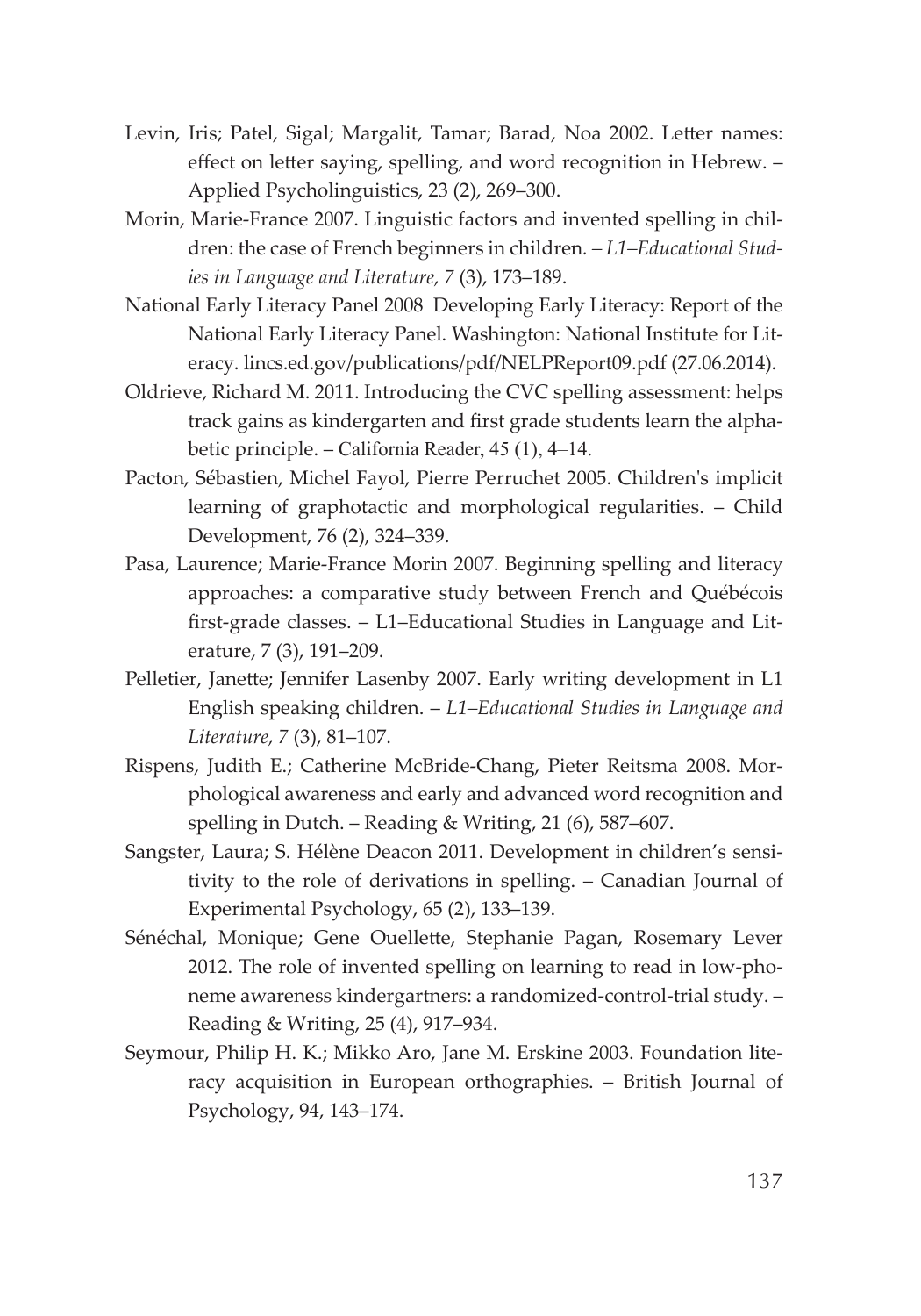Levin, Iris; Patel, Sigal; Margalit, Tamar; Barad, Noa 2002. Letter names: effect on letter saying, spelling, and word recognition in Hebrew. – Applied Psycholinguistics, 23 (2), 269–300.

Morin, Marie-France 2007. Linguistic factors and invented spelling in children: the case of French beginners in children. – *L1–Educational Studies in Language and Literature, 7* (3), 173–189.

National Early Literacy Panel 2008 Developing Early Literacy: Report of the National Early Literacy Panel. Washington: National Institute for Literacy. lincs.ed.gov/publications/pdf/NELPReport09.pdf (27.06.2014).

Oldrieve, Richard M. 2011. Introducing the CVC spelling assessment: helps track gains as kindergarten and first grade students learn the alphabetic principle. – California Reader, 45 (1), 4–14.

Pacton, Sébastien, Michel Fayol, Pierre Perruchet 2005. Children's implicit learning of graphotactic and morphological regularities. – Child Development, 76 (2), 324–339.

Pasa, Laurence; Marie-France Morin 2007. Beginning spelling and literacy approaches: a comparative study between French and Québécois first-grade classes. – L1–Educational Studies in Language and Literature, 7 (3), 191–209.

Pelletier, Janette; Jennifer Lasenby 2007. Early writing development in L1 English speaking children. – *L1–Educational Studies in Language and Literature, 7* (3), 81–107.

Rispens, Judith E.; Catherine McBride-Chang, Pieter Reitsma 2008. Morphological awareness and early and advanced word recognition and spelling in Dutch. – Reading & Writing, 21 (6), 587–607.

Sangster, Laura; S. Hélène Deacon 2011. Development in children's sensitivity to the role of derivations in spelling. – Canadian Journal of Experimental Psychology, 65 (2), 133–139.

Sénéchal, Monique; Gene Ouellette, Stephanie Pagan, Rosemary Lever 2012. The role of invented spelling on learning to read in low-phoneme awareness kindergartners: a randomized-control-trial study. – Reading & Writing, 25 (4), 917–934.

Seymour, Philip H. K.; Mikko Aro, Jane M. Erskine 2003. Foundation literacy acquisition in European orthographies. – British Journal of Psychology, 94, 143–174.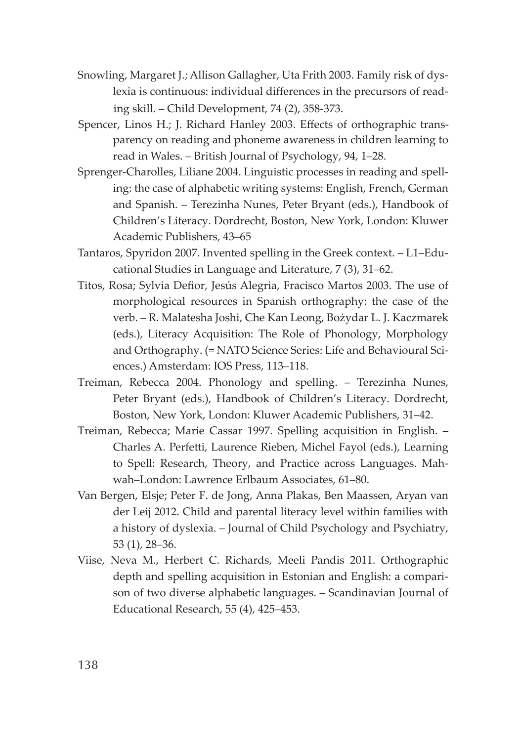Snowling, Margaret J.; Allison Gallagher, Uta Frith 2003. Family risk of dyslexia is continuous: individual differences in the precursors of reading skill. – Child Development, 74 (2), 358-373.

Spencer, Linos H.; J. Richard Hanley 2003. Effects of orthographic transparency on reading and phoneme awareness in children learning to read in Wales. – British Journal of Psychology, 94, 1–28.

Sprenger-Charolles, Liliane 2004. Linguistic processes in reading and spelling: the case of alphabetic writing systems: English, French, German and Spanish. – Terezinha Nunes, Peter Bryant (eds.), Handbook of Children's Literacy. Dordrecht, Boston, New York, London: Kluwer Academic Publishers, 43–65

Tantaros, Spyridon 2007. Invented spelling in the Greek context. – L1–Educational Studies in Language and Literature, 7 (3), 31–62.

Titos, Rosa; Sylvia Defior, Jesús Alegria, Fracisco Martos 2003. The use of morphological resources in Spanish orthography: the case of the verb. – R. Malatesha Joshi, Che Kan Leong, Bożydar L. J. Kaczmarek (eds.), Literacy Acquisition: The Role of Phonology, Morphology and Orthography. (= NATO Science Series: Life and Behavioural Sciences.) Amsterdam: IOS Press, 113–118.

Treiman, Rebecca 2004. Phonology and spelling. – Terezinha Nunes, Peter Bryant (eds.), Handbook of Children's Literacy. Dordrecht, Boston, New York, London: Kluwer Academic Publishers, 31–42.

Treiman, Rebecca; Marie Cassar 1997. Spelling acquisition in English. – Charles A. Perfetti, Laurence Rieben, Michel Fayol (eds.), Learning to Spell: Research, Theory, and Practice across Languages. Mahwah–London: Lawrence Erlbaum Associates, 61–80.

Van Bergen, Elsje; Peter F. de Jong, Anna Plakas, Ben Maassen, Aryan van der Leij 2012. Child and parental literacy level within families with a history of dyslexia. – Journal of Child Psychology and Psychiatry, 53 (1), 28–36.

Viise, Neva M., Herbert C. Richards, Meeli Pandis 2011. Orthographic depth and spelling acquisition in Estonian and English: a comparison of two diverse alphabetic languages. – Scandinavian Journal of Educational Research, 55 (4), 425–453.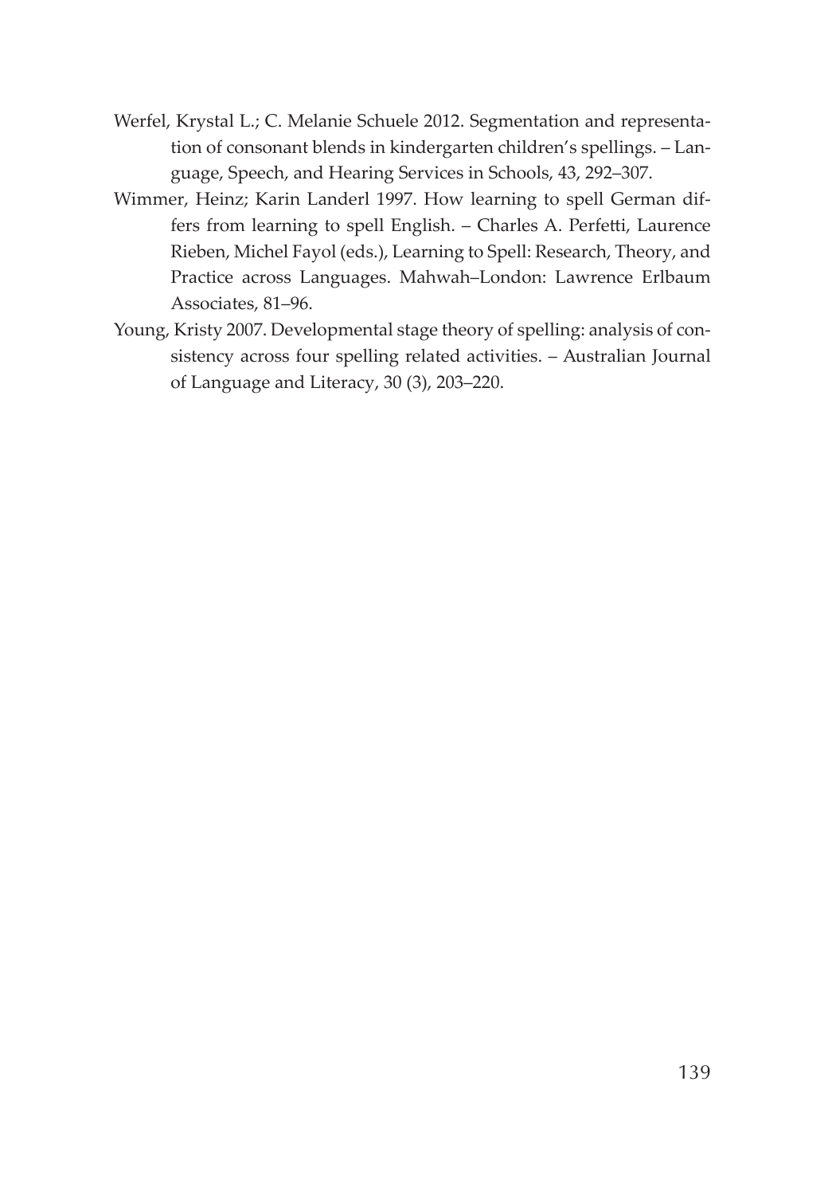Werfel, Krystal L.; C. Melanie Schuele 2012. Segmentation and representation of consonant blends in kindergarten children's spellings. – Language, Speech, and Hearing Services in Schools, 43, 292–307.

Wimmer, Heinz; Karin Landerl 1997. How learning to spell German differs from learning to spell English. – Charles A. Perfetti, Laurence Rieben, Michel Fayol (eds.), Learning to Spell: Research, Theory, and Practice across Languages. Mahwah–London: Lawrence Erlbaum Associates, 81–96.

Young, Kristy 2007. Developmental stage theory of spelling: analysis of consistency across four spelling related activities. – Australian Journal of Language and Literacy, 30 (3), 203–220.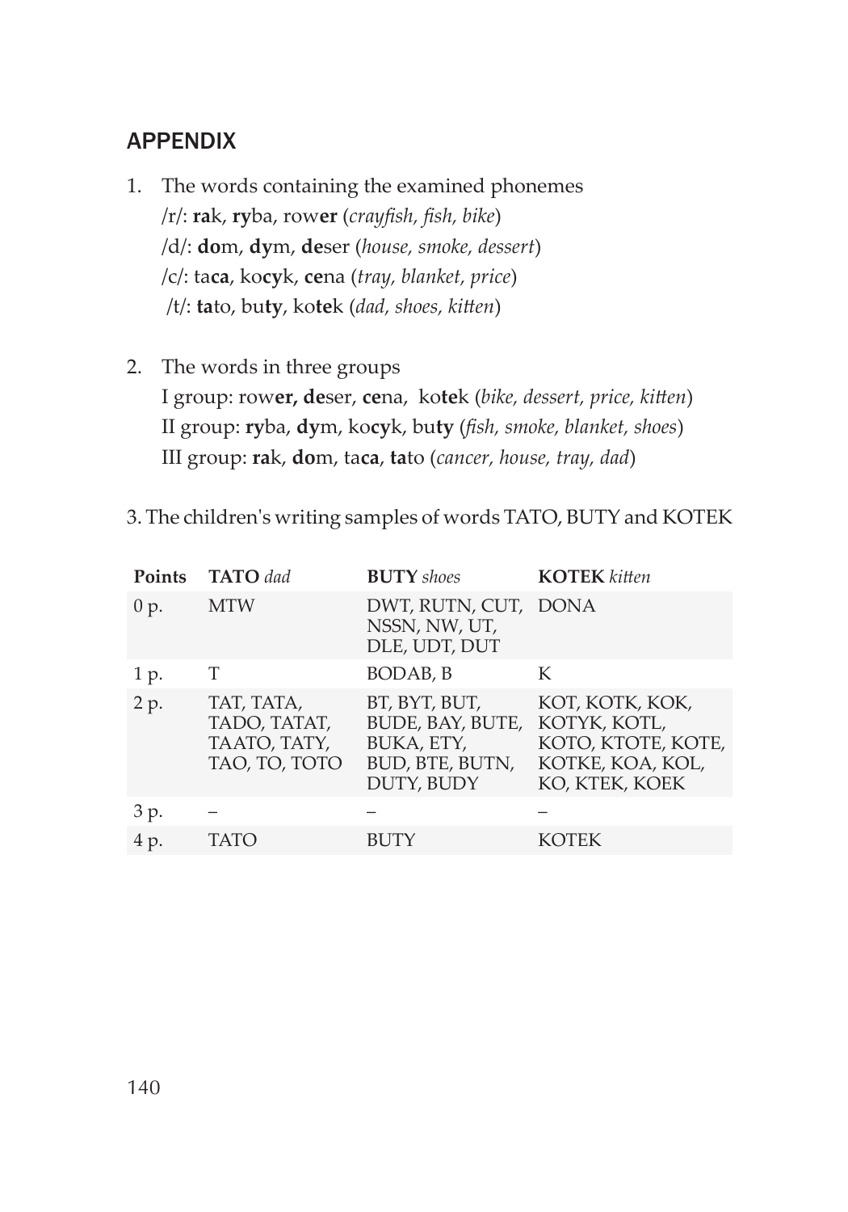## APPENDIX

1. The words containing the examined phonemes
   /r/: **ra**k, **ry**ba, row**er** (*crayfish, fish, bike*)
   /d/: **do**m, **dy**m, **de**ser (*house, smoke, dessert*)
   /c/: ta**ca**, ko**cy**k, **ce**na (*tray, blanket, price*)
   /t/: **ta**to, bu**ty**, ko**te**k (*dad, shoes, kitten*)

2. The words in three groups
   I group: row**er, de**ser, **ce**na, ko**te**k (*bike, dessert, price, kitten*)
   II group: **ry**ba, **dy**m, ko**cy**k, bu**ty** (*fish, smoke, blanket, shoes*)
   III group: **ra**k, **do**m, ta**ca**, **ta**to (*cancer, house, tray, dad*)

3. The children's writing samples of words TATO, BUTY and KOTEK

| **Points** | **TATO** *dad* | **BUTY** *shoes* | **KOTEK** *kitten* |
|---|---|---|---|
| 0 p. | MTW | DWT, RUTN, CUT, NSSN, NW, UT, DLE, UDT, DUT | DONA |
| 1 p. | T | BODAB, B | K |
| 2 p. | TAT, TATA, TADO, TATAT, TAATO, TATY, TAO, TO, TOTO | BT, BYT, BUT, BUDE, BAY, BUTE, BUKA, ETY, BUD, BTE, BUTN, DUTY, BUDY | KOT, KOTK, KOK, KOTYK, KOTL, KOTO, KTOTE, KOTE, KOTKE, KOA, KOL, KO, KTEK, KOEK |
| 3 p. | – | – | – |
| 4 p. | TATO | BUTY | KOTEK |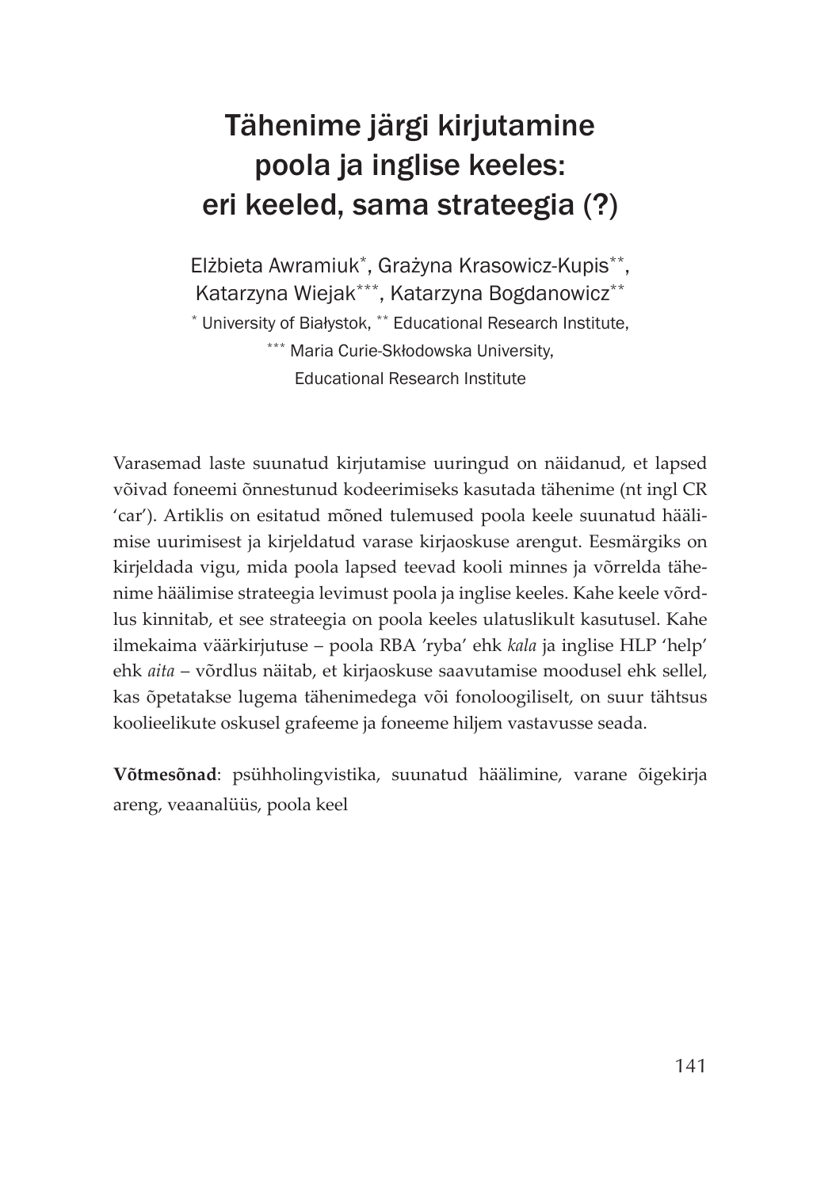# Tähenime järgi kirjutamine poola ja inglise keeles: eri keeled, sama strateegia (?)

Elżbieta Awramiuk[*], Grażyna Krasowicz-Kupis[**], Katarzyna Wiejak[***], Katarzyna Bogdanowicz[**]

[*] University of Białystok, [**] Educational Research Institute, [***] Maria Curie-Skłodowska University, Educational Research Institute

Varasemad laste suunatud kirjutamise uuringud on näidanud, et lapsed võivad foneemi õnnestunud kodeerimiseks kasutada tähenime (nt ingl CR 'car'). Artiklis on esitatud mõned tulemused poola keele suunatud häälimise uurimisest ja kirjeldatud varase kirjaoskuse arengut. Eesmärgiks on kirjeldada vigu, mida poola lapsed teevad kooli minnes ja võrrelda tähenime häälimise strateegia levimust poola ja inglise keeles. Kahe keele võrdlus kinnitab, et see strateegia on poola keeles ulatuslikult kasutusel. Kahe ilmekaima väärkirjutuse – poola RBA 'ryba' ehk *kala* ja inglise HLP 'help' ehk *aita* – võrdlus näitab, et kirjaoskuse saavutamise moodusel ehk sellel, kas õpetatakse lugema tähenimedega või fonoloogiliselt, on suur tähtsus koolieelikute oskusel grafeeme ja foneeme hiljem vastavusse seada.

**Võtmesõnad**: psühholingvistika, suunatud häälimine, varane õigekirja areng, veaanalüüs, poola keel